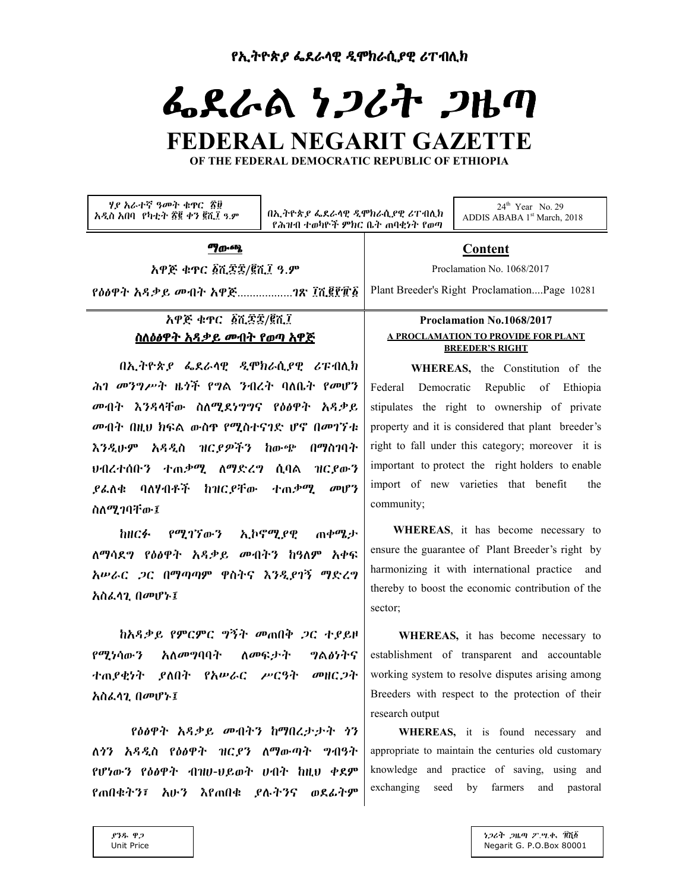የኢትዮጵያ ፌደራላዊ ዲሞክራሲያዊ ሪፐብሊክ

# ፌደራል ነጋሪት ጋዜጣ

# FEDERAL NEGARIT GAZETTE

**OF THE FEDERAL DEMOCRATIC REPUBLIC OF ETHIOPIA**

| ሃያ አራተኛ ዓመት ቁጥር ፳፱ አዲስ አበባ የካቲት ፳፪ ቀን ፪ሺ፲ ዓ.ም | በኢትዮጵያ ፌደራላዊ ዲሞክራሲያዊ ሪፐብሊክ የሕዝብ ተወካዮች ምክር ቤት ጠባቂነት የወጣ | 24th Year No. 29 ADDIS ABABA 1st March, 2018 |
|---|---|---|

## ማውጫ

አዋጅ ቁጥር ፩ሺ፷፰/፪ሺ፲ ዓ.ም

የዕፅዋት አዳቃይ መብት አዋጅ..................ገጽ ፲ሺ፪፻፹፩

## Content

Proclamation No. 1068/2017

Plant Breeder's Right Proclamation....Page 10281

### አዋጅ ቁጥር ፩ሺ፷፰/፪ሺ፲

### ስለዕፅዋት አዳቃይ መብት የወጣ አዋጅ

በኢትዮጵያ ፌደራላዊ ዲሞክራሲያዊ ሪፐብሊክ ሕገ መንግሥት ዜጎች የግል ንብረት ባለቤት የመሆን መብት እንዳላቸው ስለሚደነግግና የዕፅዋት አዳቃይ መብት በዚህ ክፍል ውስጥ የሚስተናገድ ሆኖ በመገኘቱ እንዲሁም አዳዲስ ዝርያዎችን ከውጭ በማስገባት ህብረተሰቡን ተጠቃሚ ለማድረግ ሲባል ዝርያውን ያፈለቁ ባለሃብቶች ከዝርያቸው ተጠቃሚ መሆን ስለሚገባቸው፤

ከዘርፉ የሚገኘውን ኢኮኖሚያዊ ጠቀሜታ ለማሳደግ የዕፅዋት አዳቃይ መብትን ከዓለም አቀፍ አሠራር ጋር በማጣጣም ዋስትና እንዲያገኝ ማድረግ አስፈላጊ በመሆኑ፤

ከአዳቃይ የምርምር ግኝት መጠበቅ ጋር ተያይዞ የሚነሳውን አለመግባባት ለመፍታት ግልፅነትና ተጠያቂነት ያለበት የአሠራር ሥርዓት መዘርጋት አስፈላጊ በመሆኑ፤

የዕፅዋት አዳቃይ መብትን ከማበረታታት ጎን ለጎን አዳዲስ የዕፅዋት ዝርያን ለማውጣት ግብዓት የሆነውን የዕፅዋት ብዝሀ-ህይወት ሀብት ከዚህ ቀደም የጠበቁትን፣ አሁን እየጠበቁ ያሉትንና ወደፊትም

### Proclamation No.1068/2017

### A PROCLAMATION TO PROVIDE FOR PLANT BREEDER'S RIGHT

**WHEREAS,** the Constitution of the Federal Democratic Republic of Ethiopia stipulates the right to ownership of private property and it is considered that plant breeder's right to fall under this category; moreover it is important to protect the right holders to enable import of new varieties that benefit the community;

**WHEREAS**, it has become necessary to ensure the guarantee of Plant Breeder's right by harmonizing it with international practice and thereby to boost the economic contribution of the sector;

**WHEREAS,** it has become necessary to establishment of transparent and accountable working system to resolve disputes arising among Breeders with respect to the protection of their research output

**WHEREAS,** it is found necessary and appropriate to maintain the centuries old customary knowledge and practice of saving, using and exchanging seed by farmers and pastoral

| ያንዱ ዋጋ Unit Price | ነጋሪት ጋዜጣ ፖ.ሣ.ቁ. ፹ሺ፩ Negarit G. P.O.Box 80001 |
|---|---|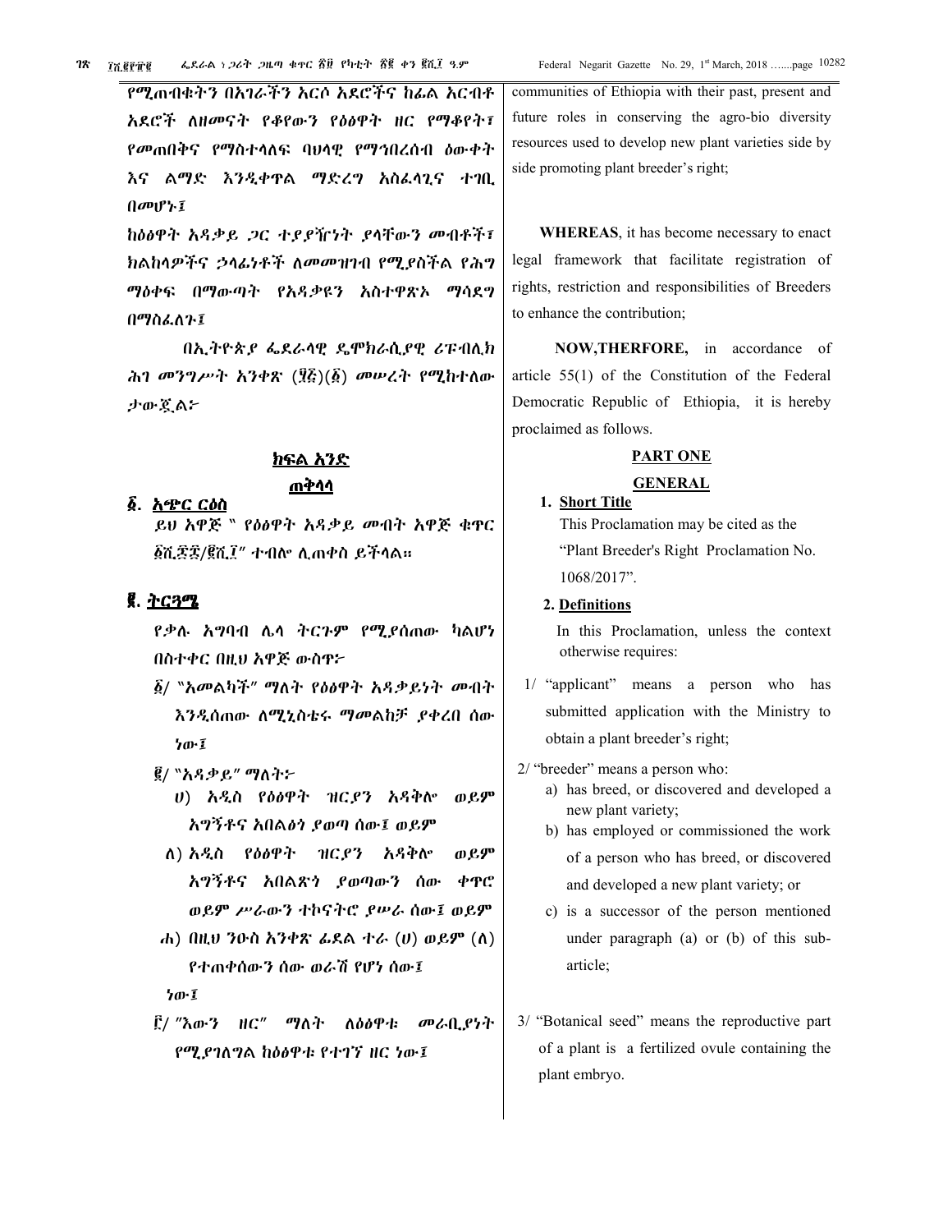የሚጠብቁትን በአገራችን አርሶ አደሮችና ከፊል አርብቶ አደሮች ለዘመናት የቆየውን የዕፅዋት ዘር የማቆየት፣ የመጠበቅና የማስተላለፍ ባህላዊ የማኅበረሰብ ዕውቀት እና ልማድ እንዲቀጥል ማድረግ አስፈላጊና ተገቢ በመሆኑ፤

ከዕፅዋት አዳቃይ ጋር ተያያዥነት ያላቸውን መብቶች፣ ክልከላዎችና ኃላፊነቶች ለመመዝገብ የሚያስችል የሕግ ማዕቀፍ በማውጣት የአዳቃዩን አስተዋጽኦ ማሳደግ በማስፈለጉ፤

በኢትዮጵያ ፌደራላዊ ዴሞክራሲያዊ ሪፐብሊክ ሕገ መንግሥት አንቀጽ (፶፭)(፩) መሠረት የሚከተለው ታውጇል፦

## ክፍል አንድ
## ጠቅላላ

### ፩. አጭር ርዕስ

ይህ አዋጅ " የዕፅዋት አዳቃይ መብት አዋጅ ቁጥር ፩ሺ፷፰/፪ሺ፲" ተብሎ ሊጠቀስ ይችላል።

### ፪. ትርጓሜ

የቃሉ አግባብ ሌላ ትርጉም የሚያሰጠው ካልሆነ በስተቀር በዚህ አዋጅ ውስጥ፦

፩/ "አመልካች" ማለት የዕፅዋት አዳቃይነት መብት እንዲሰጠው ለሚኒስቴሩ ማመልከቻ ያቀረበ ሰው ነው፤

፪/ "አዳቃይ" ማለት፦

ሀ) አዲስ የዕፅዋት ዝርያን አዳቅሎ ወይም አግኝቶና አበልፅጎ ያወጣ ሰው፤ ወይም

ለ) አዲስ የዕፅዋት ዝርያን አዳቅሎ ወይም አግኝቶና አበልጽጎ ያወጣውን ሰው ቀጥሮ ወይም ሥራውን ተኮናትሮ ያሠራ ሰው፤ ወይም

ሐ) በዚህ ንዑስ አንቀጽ ፊደል ተራ (ሀ) ወይም (ለ) የተጠቀሰውን ሰው ወራሽ የሆነ ሰው፤

ነው፤

፫/ "እውን ዘር" ማለት ለዕፅዋቱ መራቢያነት የሚያገለግል ከዕፅዋቱ የተገኘ ዘር ነው፤

communities of Ethiopia with their past, present and future roles in conserving the agro-bio diversity resources used to develop new plant varieties side by side promoting plant breeder's right;

**WHEREAS**, it has become necessary to enact legal framework that facilitate registration of rights, restriction and responsibilities of Breeders to enhance the contribution;

**NOW,THEREFORE,** in accordance of article 55(1) of the Constitution of the Federal Democratic Republic of Ethiopia, it is hereby proclaimed as follows.

## PART ONE
## GENERAL

### 1. Short Title

This Proclamation may be cited as the "Plant Breeder's Right Proclamation No. 1068/2017".

### 2. Definitions

In this Proclamation, unless the context otherwise requires:

1/ "applicant" means a person who has submitted application with the Ministry to obtain a plant breeder's right;

2/ "breeder" means a person who:

a) has breed, or discovered and developed a new plant variety;

b) has employed or commissioned the work of a person who has breed, or discovered and developed a new plant variety; or

c) is a successor of the person mentioned under paragraph (a) or (b) of this sub-article;

3/ "Botanical seed" means the reproductive part of a plant is a fertilized ovule containing the plant embryo.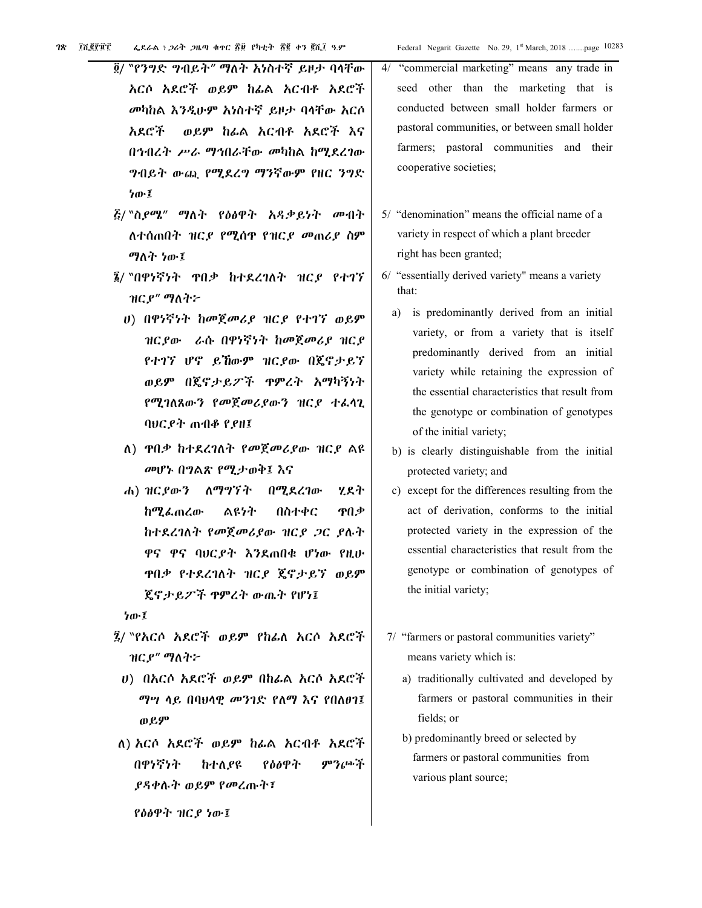፬/ "የንግድ ግብይት" ማለት አነስተኛ ይዞታ ባላቸው አርሶ አደሮች ወይም ከፊል አርብቶ አደሮች መካከል እንዲሁም አነስተኛ ይዞታ ባላቸው አርሶ አደሮች ወይም ከፊል አርብቶ አደሮች እና በኅብረት ሥራ ማኅበራቸው መካከል ከሚደረገው ግብይት ውጪ የሚደረግ ማንኛውም የዘር ንግድ ነው፤

፭/ "ስያሜ" ማለት የዕፅዋት አዳቃይነት መብት ለተሰጠበት ዝርያ የሚሰጥ የዝርያ መጠሪያ ስም ማለት ነው፤

፮/ "በዋነኛነት ጥበቃ ከተደረገለት ዝርያ የተገኘ ዝርያ" ማለት፦

ሀ) በዋነኛነት ከመጀመሪያ ዝርያ የተገኘ ወይም ዝርያው ራሱ በዋነኛነት ከመጀመሪያ ዝርያ የተገኘ ሆኖ ይኸውም ዝርያው በጄኖታይፕ ወይም በጄኖታይፖች ጥምረት አማካኝነት የሚገለጸውን የመጀመሪያውን ዝርያ ተፈላጊ ባህርያት ጠብቆ የያዘ፤

ለ) ጥበቃ ከተደረገለት የመጀመሪያው ዝርያ ልዩ መሆኑ በግልጽ የሚታወቅ፤ እና

ሐ) ዝርያውን ለማግኘት በሚደረገው ሂደት ከሚፈጠረው ልዩነት በስተቀር ጥበቃ ከተደረገለት የመጀመሪያው ዝርያ ጋር ያሉት ዋና ዋና ባህርያት እንደጠበቁ ሆነው የዚሁ ጥበቃ የተደረገለት ዝርያ ጄኖታይፕ ወይም ጄኖታይፖች ጥምረት ውጤት የሆነ፤

ነው፤

፯/ "የአርሶ አደሮች ወይም የከፊል አርሶ አደሮች ዝርያ" ማለት፦

ሀ) በአርሶ አደሮች ወይም በከፊል አርሶ አደሮች ማሣ ላይ በባህላዊ መንገድ የለማ እና የበለፀገ፤ ወይም

ለ) አርሶ አደሮች ወይም ከፊል አርብቶ አደሮች በዋነኛነት ከተለያዩ የዕፅዋት ምንጮች ያዳቀሉት ወይም የመረጡት፣

የዕፅዋት ዝርያ ነው፤

4/ "commercial marketing" means any trade in seed other than the marketing that is conducted between small holder farmers or pastoral communities, or between small holder farmers; pastoral communities and their cooperative societies;

5/ "denomination" means the official name of a variety in respect of which a plant breeder right has been granted;

6/ "essentially derived variety" means a variety that:

a) is predominantly derived from an initial variety, or from a variety that is itself predominantly derived from an initial variety while retaining the expression of the essential characteristics that result from the genotype or combination of genotypes of the initial variety;

b) is clearly distinguishable from the initial protected variety; and

c) except for the differences resulting from the act of derivation, conforms to the initial protected variety in the expression of the essential characteristics that result from the genotype or combination of genotypes of the initial variety;

7/ "farmers or pastoral communities variety" means variety which is:

a) traditionally cultivated and developed by farmers or pastoral communities in their fields; or

b) predominantly breed or selected by farmers or pastoral communities from various plant source;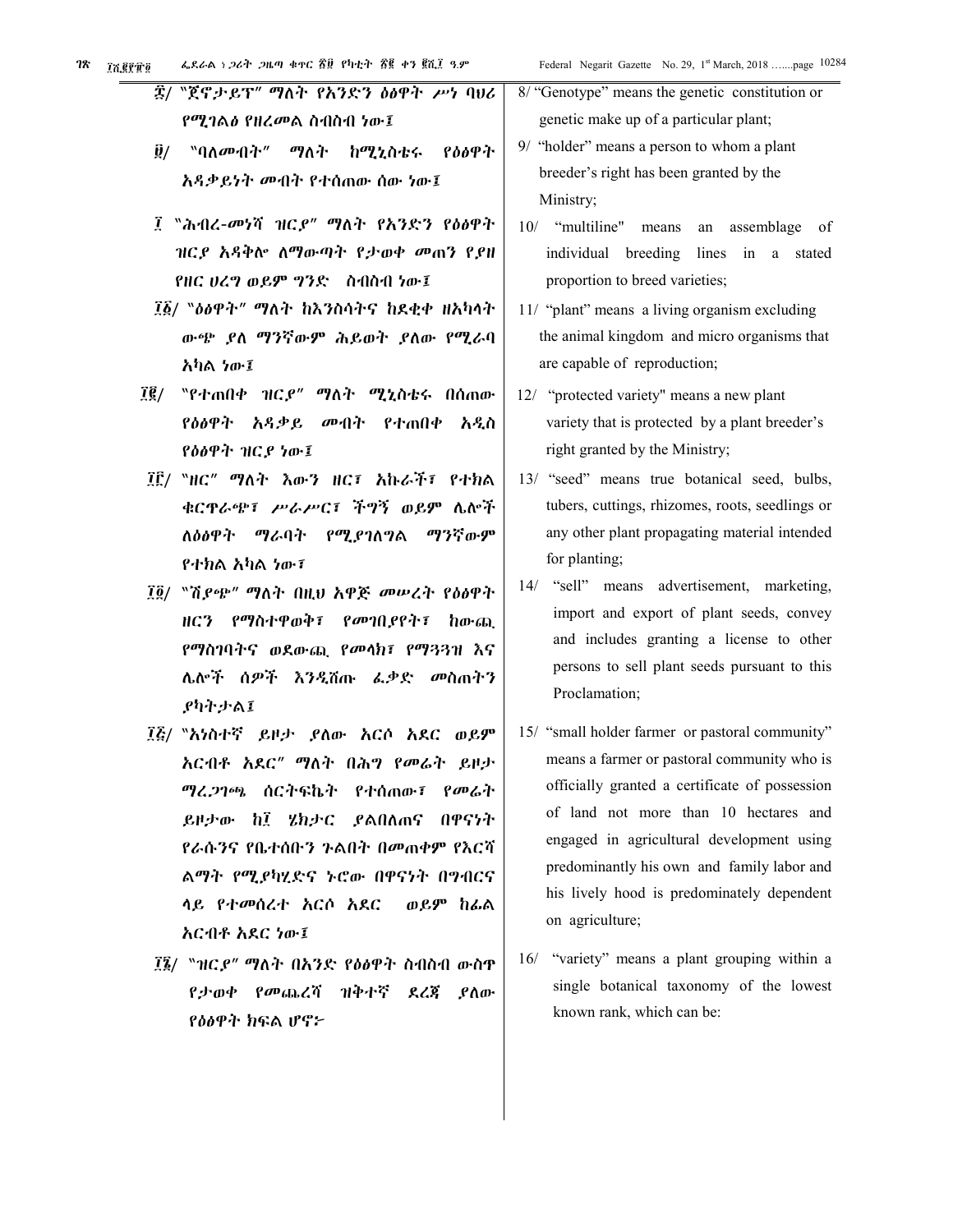፰/ "ጀኖታይፕ" ማለት የአንድን ዕፅዋት ሥነ ባህሪ የሚገልፅ የዘረመል ስብስብ ነው፤

፱/ "ባለመብት" ማለት ከሚኒስቴሩ የዕፅዋት አዳቃይነት መብት የተሰጠው ሰው ነው፤

፲/ "ሕብረ-መነሻ ዝርያ" ማለት የአንድን የዕፅዋት ዝርያ አዳቅሎ ለማውጣት የታወቀ መጠን የያዘ የዘር ሀረግ ወይም ግንድ ስብስብ ነው፤

፲፩/ "ዕፅዋት" ማለት ከእንስሳትና ከደቂቀ ዘአካላት ውጭ ያለ ማንኛውም ሕይወት ያለው የሚራባ አካል ነው፤

፲፪/ "የተጠበቀ ዝርያ" ማለት ሚኒስቴሩ በሰጠው የዕፅዋት አዳቃይ መብት የተጠበቀ አዲስ የዕፅዋት ዝርያ ነው፤

፲፫/ "ዘር" ማለት እውን ዘር፣ እኩራች፣ የተክል ቁርጥራጭ፣ ሥራሥር፣ ችግኝ ወይም ሌሎች ለዕፅዋት ማራባት የሚያገለግል ማንኛውም የተክል አካል ነው፣

፲፬/ "ሽያጭ" ማለት በዚህ አዋጅ መሠረት የዕፅዋት ዘርን የማስተዋወቅ፣ የመገበያየት፣ ከውጪ የማስገባትና ወደውጪ የመላክ፣ የማጓጓዝ እና ሌሎች ሰዎች እንዲሸጡ ፈቃድ መስጠትን ያካትታል፤

፲፭/ "አነስተኛ ይዞታ ያለው አርሶ አደር ወይም አርብቶ አደር" ማለት በሕግ የመሬት ይዞታ ማረጋገጫ ሰርተፍኬት የተሰጠው፣ የመሬት ይዞታው ከ፲ ሄክታር ያልበለጠና በዋናነት የራሱንና የቤተሰቡን ጉልበት በመጠቀም የእርሻ ልማት የሚያካሂድና ኑሮው በዋናነት በግብርና ላይ የተመሰረተ አርሶ አደር ወይም ከፊል አርብቶ አደር ነው፤

፲፮/ "ዝርያ" ማለት በአንድ የዕፅዋት ስብስብ ውስጥ የታወቀ የመጨረሻ ዝቅተኛ ደረጃ ያለው የዕፅዋት ክፍል ሆኖ፦

8/ "Genotype" means the genetic constitution or genetic make up of a particular plant;

9/ "holder" means a person to whom a plant breeder's right has been granted by the Ministry;

10/ "multiline" means an assemblage of individual breeding lines in a stated proportion to breed varieties;

11/ "plant" means a living organism excluding the animal kingdom and micro organisms that are capable of reproduction;

12/ "protected variety" means a new plant variety that is protected by a plant breeder's right granted by the Ministry;

13/ "seed" means true botanical seed, bulbs, tubers, cuttings, rhizomes, roots, seedlings or any other plant propagating material intended for planting;

14/ "sell" means advertisement, marketing, import and export of plant seeds, convey and includes granting a license to other persons to sell plant seeds pursuant to this Proclamation;

15/ "small holder farmer or pastoral community" means a farmer or pastoral community who is officially granted a certificate of possession of land not more than 10 hectares and engaged in agricultural development using predominantly his own and family labor and his lively hood is predominately dependent on agriculture;

16/ "variety" means a plant grouping within a single botanical taxonomy of the lowest known rank, which can be: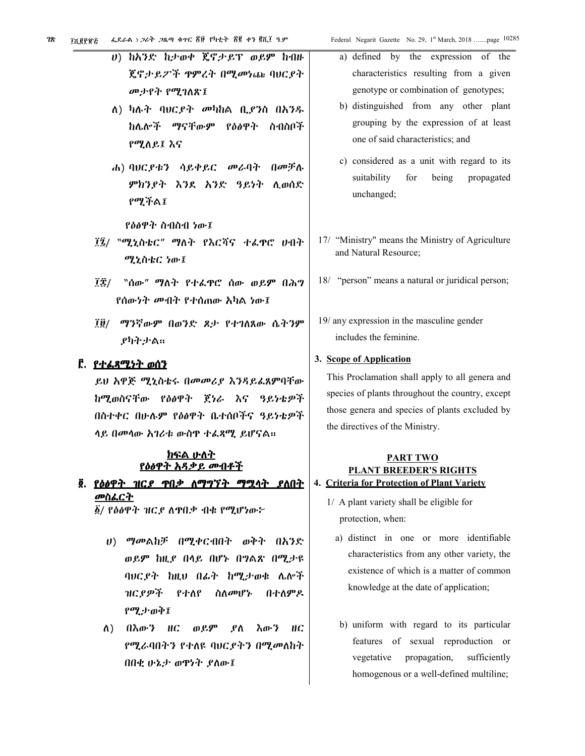ሀ) ከአንድ ከታወቀ ጂኖታይፕ ወይም ከብዙ ጂኖታይፖች ጥምረት በሚመነጩ ባህርያት መታየት የሚገለጽ፤

ለ) ካሉት ባህርያት መካከል ቢያንስ በአንዱ ከሌሎች ማናቸውም የዕፅዋት ስብስቦች የሚለይ፤ እና

ሐ) ባህርያቱን ሳይቀይር መራባት በመቻሉ ምክንያት እንደ አንድ ዓይነት ሊወሰድ የሚችል፤

የዕፅዋት ስብስብ ነው፤

፲፯/ "ሚኒስቴር" ማለት የእርሻና ተፈጥሮ ሀብት ሚኒስቴር ነው፤

፲፰/ "ሰው" ማለት የተፈጥሮ ሰው ወይም በሕግ የሰውነት መብት የተሰጠው አካል ነው፤

፲፱/ ማንኛውም በወንድ ጾታ የተገለጸው ሴትንም ያካትታል።

## ፫. የተፈጻሚነት ወሰን

ይህ አዋጅ ሚኒስቴሩ በመመሪያ እንዳይፈጸምባቸው ከሚወስናቸው የዕፅዋት ጀነራ እና ዓይነቶች በስተቀር በሁሉም የዕፅዋት ቤተሰቦችና ዓይነቶች ላይ በመላው አገሪቱ ውስጥ ተፈጻሚ ይሆናል።

## ክፍል ሁለት
## የዕፅዋት አዳቃይ መብቶች

## ፬. የዕፅዋት ዝርያ ጥበቃ ለማግኘት ማሟላት ያለበት መስፈርት

፩/ የዕፅዋት ዝርያ ለጥበቃ ብቁ የሚሆነው፦

ሀ) ማመልከቻ በሚቀርብበት ወቅት በአንድ ወይም ከዚያ በላይ በሆኑ በግልጽ በሚታዩ ባህርያት ከዚህ በፊት ከሚታወቁ ሌሎች ዝርያዎች የተለየ ስለመሆኑ በተለምዶ የሚታወቅ፤

ለ) በእውን ዘር ወይም ያለ እውን ዘር የሚራባበትን የተለዩ ባህርያትን በሚመለከት በበቂ ሁኔታ ወጥነት ያለው፤

a) defined by the expression of the characteristics resulting from a given genotype or combination of genotypes;

b) distinguished from any other plant grouping by the expression of at least one of said characteristics; and

c) considered as a unit with regard to its suitability for being propagated unchanged;

17/ "Ministry" means the Ministry of Agriculture and Natural Resource;

18/ "person" means a natural or juridical person;

19/ any expression in the masculine gender includes the feminine.

## 3. Scope of Application

This Proclamation shall apply to all genera and species of plants throughout the country, except those genera and species of plants excluded by the directives of the Ministry.

## PART TWO
## PLANT BREEDER'S RIGHTS

## 4. Criteria for Protection of Plant Variety

1/ A plant variety shall be eligible for protection, when:

a) distinct in one or more identifiable characteristics from any other variety, the existence of which is a matter of common knowledge at the date of application;

b) uniform with regard to its particular features of sexual reproduction or vegetative propagation, sufficiently homogenous or a well-defined multiline;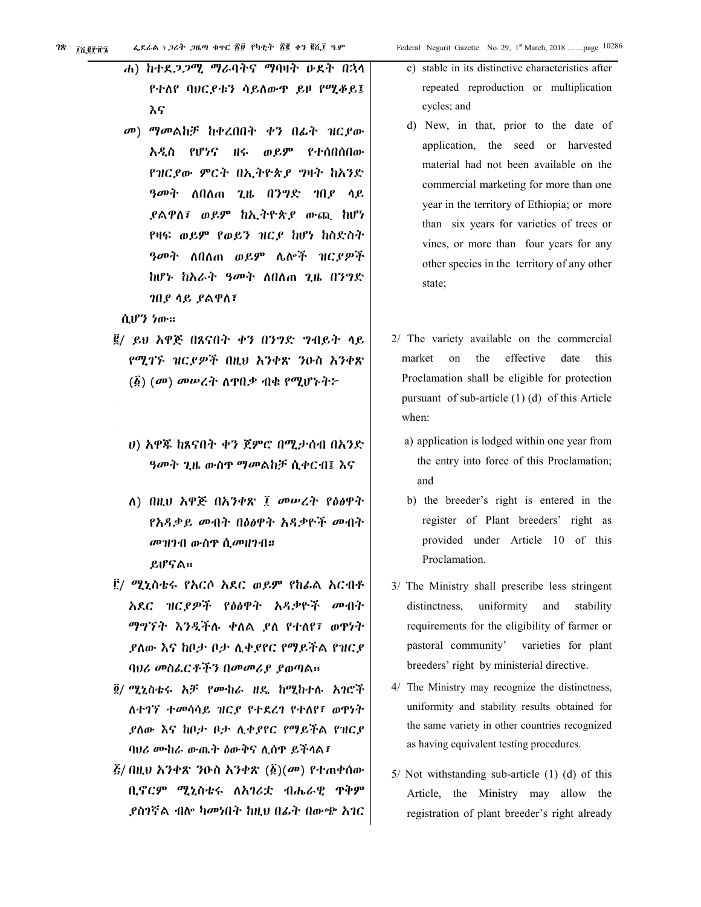ሐ) ከተደጋጋሚ ማራባትና ማባዛት ዑደት በኋላ የተለየ ባህርያቱን ሳይለውጥ ይዞ የሚቆይ፤ እና

መ) ማመልከቻ ከቀረበበት ቀን በፊት ዝርያው አዲስ የሆነና ዘሩ ወይም የተሰበሰበው የዝርያው ምርት በኢትዮጵያ ግዛት ከአንድ ዓመት ለበለጠ ጊዜ በንግድ ገበያ ላይ ያልዋለ፣ ወይም ከኢትዮጵያ ውጪ ከሆነ የዛፍ ወይም የወይን ዝርያ ከሆነ ከስድስት ዓመት ለበለጠ ወይም ሌሎች ዝርያዎች ከሆኑ ከአራት ዓመት ለበለጠ ጊዜ በንግድ ገበያ ላይ ያልዋለ፣

ሲሆን ነው።

፪/ ይህ አዋጅ በጸናበት ቀን በንግድ ግብይት ላይ የሚገኙ ዝርያዎች በዚህ አንቀጽ ንዑስ አንቀጽ (፩) (መ) መሠረት ለጥበቃ ብቁ የሚሆኑት፦

ሀ) አዋጁ ከጸናበት ቀን ጀምሮ በሚታሰብ በአንድ ዓመት ጊዜ ውስጥ ማመልከቻ ሲቀርብ፤ እና

ለ) በዚህ አዋጅ በአንቀጽ ፲ መሠረት የዕፅዋት የአዳቃይ መብት በዕፅዋት አዳቃዮች መብት መዝገብ ውስጥ ሲመዘገብ።

ይሆናል።

፫/ ሚኒስቴሩ የአርሶ አደር ወይም የከፊል አርብቶ አደር ዝርያዎች የዕፅዋት አዳቃዮች መብት ማግኘት እንዲችሉ ቀለል ያለ የተለየ፣ ወጥነት ያለው እና ከቦታ ቦታ ሊቀያየር የማይችል የዝርያ ባህሪ መስፈርቶችን በመመሪያ ያወጣል።

፬/ ሚኒስቴሩ አቻ የሙከራ ዘዴ ከሚከተሉ አገሮች ለተገኘ ተመሳሳይ ዝርያ የተደረገ የተለየ፣ ወጥነት ያለው እና ከቦታ ቦታ ሊቀያየር የማይችል የዝርያ ባህሪ ሙከራ ውጤት ዕውቅና ሊሰጥ ይችላል፣

፭/ በዚህ አንቀጽ ንዑስ አንቀጽ (፩)(መ) የተጠቀሰው ቢኖርም ሚኒስቴሩ ለአገሪቷ ብሔራዊ ጥቅም ያስገኛል ብሎ ካመነበት ከዚህ በፊት በውጭ አገር

c) stable in its distinctive characteristics after repeated reproduction or multiplication cycles; and

d) New, in that, prior to the date of application, the seed or harvested material had not been available on the commercial marketing for more than one year in the territory of Ethiopia; or more than six years for varieties of trees or vines, or more than four years for any other species in the territory of any other state;

2/ The variety available on the commercial market on the effective date this Proclamation shall be eligible for protection pursuant of sub-article (1) (d) of this Article when:

a) application is lodged within one year from the entry into force of this Proclamation; and

b) the breeder's right is entered in the register of Plant breeders' right as provided under Article 10 of this Proclamation.

3/ The Ministry shall prescribe less stringent distinctness, uniformity and stability requirements for the eligibility of farmer or pastoral community' varieties for plant breeders' right by ministerial directive.

4/ The Ministry may recognize the distinctness, uniformity and stability results obtained for the same variety in other countries recognized as having equivalent testing procedures.

5/ Not withstanding sub-article (1) (d) of this Article, the Ministry may allow the registration of plant breeder's right already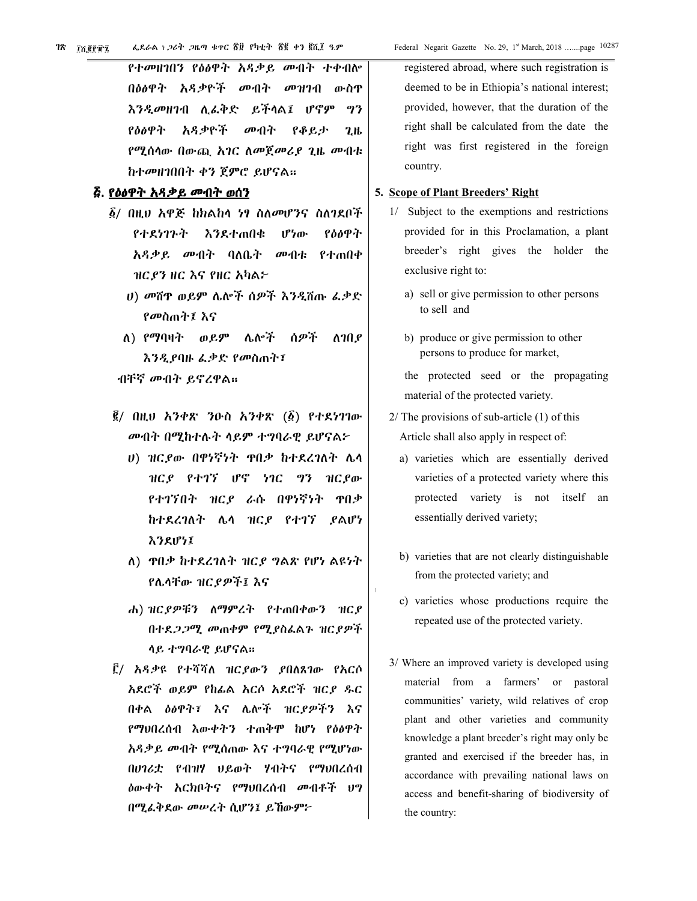የተመዘገበን የዕፅዋት አዳቃይ መብት ተቀብሎ በዕፅዋት አዳቃዮች መብት መዝገብ ውስጥ እንዲመዘገብ ሊፈቅድ ይችላል፤ ሆኖም ግን የዕፅዋት አዳቃዮች መብት የቆይታ ጊዜ የሚሰላው በውጪ አገር ለመጀመሪያ ጊዜ መብቱ ከተመዘገበበት ቀን ጀምሮ ይሆናል።

## ፭. የዕፅዋት አዳቃይ መብት ወሰን

፩/ በዚህ አዋጅ ከክልከላ ነፃ ስለመሆንና ስለገደቦች የተደነገጉት እንደተጠበቁ ሆነው የዕፅዋት አዳቃይ መብት ባለቤት መብቱ የተጠበቀ ዝርያን ዘር እና የዘር አካል፦

ሀ) መሸጥ ወይም ሌሎች ሰዎች እንዲሸጡ ፈቃድ የመስጠት፤ እና

ለ) የማባዛት ወይም ሌሎች ሰዎች ለገበያ እንዲያባዙ ፈቃድ የመስጠት፣

ብቸኛ መብት ይኖረዋል።

፪/ በዚህ አንቀጽ ንዑስ አንቀጽ (፩) የተደነገገው መብት በሚከተሉት ላይም ተግባራዊ ይሆናል፦

ሀ) ዝርያው በዋነኛነት ጥበቃ ከተደረገለት ሌላ ዝርያ የተገኘ ሆኖ ነገር ግን ዝርያው የተገኘበት ዝርያ ራሱ በዋነኛነት ጥበቃ ከተደረገለት ሌላ ዝርያ የተገኘ ያልሆነ እንደሆነ፤

ለ) ጥበቃ ከተደረገለት ዝርያ ግልጽ የሆነ ልዩነት የሌላቸው ዝርያዎች፤ እና

ሐ) ዝርያዎቹን ለማምረት የተጠበቀውን ዝርያ በተደጋጋሚ መጠቀም የሚያስፈልጉ ዝርያዎች ላይ ተግባራዊ ይሆናል።

፫/ አዳቃዩ የተሻሻለ ዝርያውን ያበለጸገው የአርሶ አደሮች ወይም የከፊል አርሶ አደሮች ዝርያ ዱር በቀል ዕፅዋት፣ እና ሌሎች ዝርያዎችን እና የማህበረሰብ እውቀትን ተጠቅሞ ከሆነ የዕፅዋት አዳቃይ መብት የሚሰጠው እና ተግባራዊ የሚሆነው በሀገሪቷ የብዝሃ ህይወት ሃብትና የማህበረሰብ ዕውቀት አርክቦትና የማህበረሰብ መብቶች ህግ በሚፈቅደው መሠረት ሲሆን፤ ይኸውም፦

registered abroad, where such registration is deemed to be in Ethiopia's national interest; provided, however, that the duration of the right shall be calculated from the date the right was first registered in the foreign country.

## 5. Scope of Plant Breeders' Right

1/ Subject to the exemptions and restrictions provided for in this Proclamation, a plant breeder's right gives the holder the exclusive right to:

a) sell or give permission to other persons to sell and

b) produce or give permission to other persons to produce for market,

the protected seed or the propagating material of the protected variety.

2/ The provisions of sub-article (1) of this Article shall also apply in respect of:

a) varieties which are essentially derived varieties of a protected variety where this protected variety is not itself an essentially derived variety;

b) varieties that are not clearly distinguishable from the protected variety; and

c) varieties whose productions require the repeated use of the protected variety.

3/ Where an improved variety is developed using material from a farmers' or pastoral communities' variety, wild relatives of crop plant and other varieties and community knowledge a plant breeder's right may only be granted and exercised if the breeder has, in accordance with prevailing national laws on access and benefit-sharing of biodiversity of the country: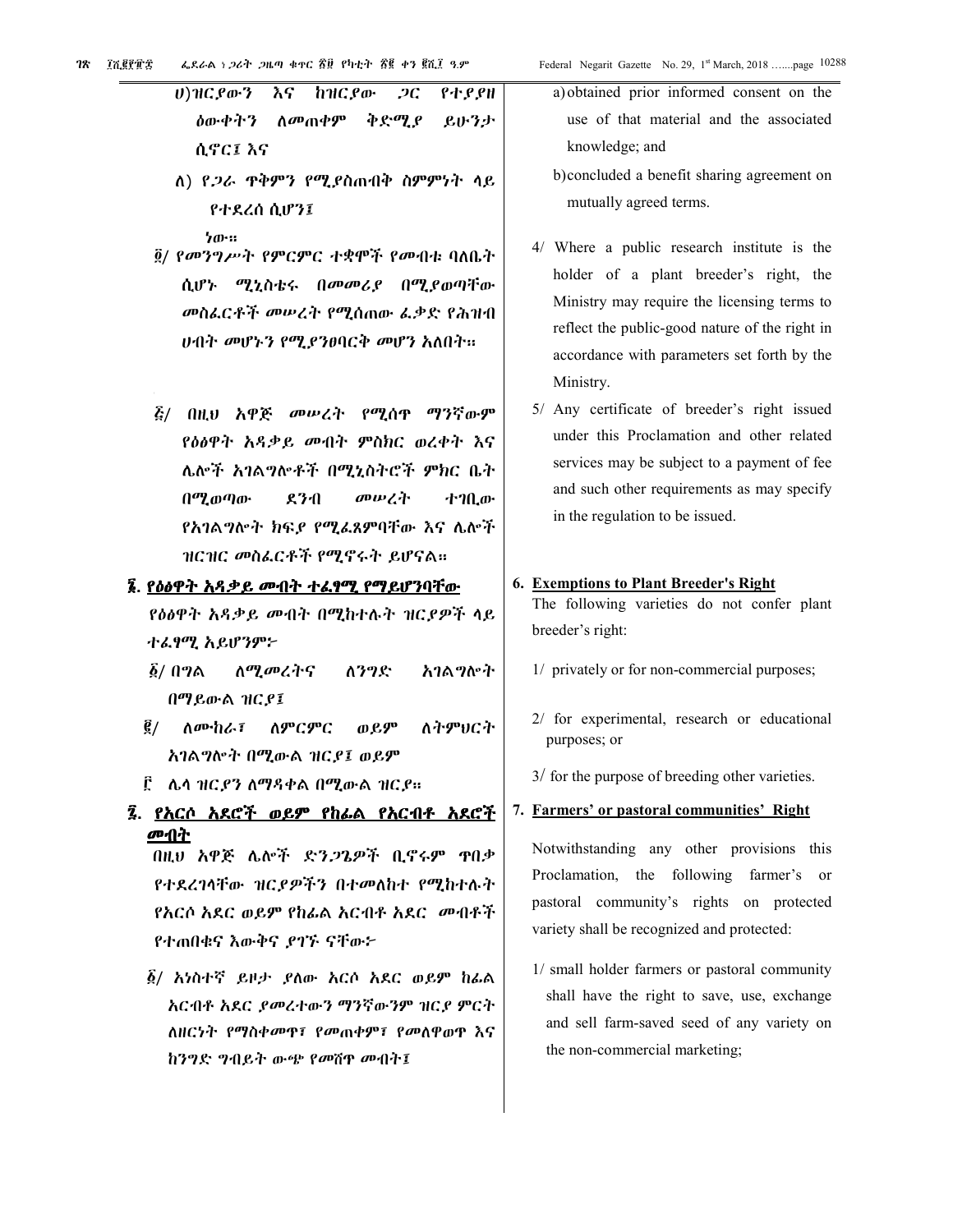ሀ) ዝርያውን እና ከዝርያው ጋር የተያያዘ ዕውቀትን ለመጠቀም ቅድሚያ ይሁንታ ሲኖር፤ እና

ለ) የጋራ ጥቅምን የሚያስጠብቅ ስምምነት ላይ የተደረሰ ሲሆን፤

ነው።

፬/ የመንግሥት የምርምር ተቋሞች የመብቱ ባለቤት ሲሆኑ ሚኒስቴሩ በመመሪያ በሚያወጣቸው መስፈርቶች መሠረት የሚሰጠው ፈቃድ የሕዝብ ሀብት መሆኑን የሚያንፀባርቅ መሆን አለበት።

፭/ በዚህ አዋጅ መሠረት የሚሰጥ ማንኛውም የዕፅዋት አዳቃይ መብት ምስክር ወረቀት እና ሌሎች አገልግሎቶች በሚኒስትሮች ምክር ቤት በሚወጣው ደንብ መሠረት ተገቢው የአገልግሎት ክፍያ የሚፈጸምባቸው እና ሌሎች ዝርዝር መስፈርቶች የሚኖሩት ይሆናል።

**፮. የዕፅዋት አዳቃይ መብት ተፈፃሚ የማይሆንባቸው**

የዕፅዋት አዳቃይ መብት በሚከተሉት ዝርያዎች ላይ ተፈፃሚ አይሆንም፦

፩/ በግል ለሚመረትና ለንግድ አገልግሎት በማይውል ዝርያ፤

፪/ ለሙከራ፣ ለምርምር ወይም ለትምህርት አገልግሎት በሚውል ዝርያ፤ ወይም

፫ ሌላ ዝርያን ለማዳቀል በሚውል ዝርያ።

**፯. የአርሶ አደሮች ወይም የከፊል የአርብቶ አደሮች መብት**

በዚህ አዋጅ ሌሎች ድንጋጌዎች ቢኖሩም ጥበቃ የተደረገላቸው ዝርያዎችን በተመለከተ የሚከተሉት የአርሶ አደር ወይም የከፊል አርብቶ አደር መብቶች የተጠበቁና እውቅና ያገኙ ናቸው፦

፩/ አነስተኛ ይዞታ ያለው አርሶ አደር ወይም ከፊል አርብቶ አደር ያመረተውን ማንኛውንም ዝርያ ምርት ለዘርነት የማስቀመጥ፣ የመጠቀም፣ የመለዋወጥ እና ከንግድ ግብይት ውጭ የመሸጥ መብት፤

a) obtained prior informed consent on the use of that material and the associated knowledge; and

b) concluded a benefit sharing agreement on mutually agreed terms.

4/ Where a public research institute is the holder of a plant breeder's right, the Ministry may require the licensing terms to reflect the public-good nature of the right in accordance with parameters set forth by the Ministry.

5/ Any certificate of breeder's right issued under this Proclamation and other related services may be subject to a payment of fee and such other requirements as may specify in the regulation to be issued.

**6. Exemptions to Plant Breeder's Right**

The following varieties do not confer plant breeder's right:

1/ privately or for non-commercial purposes;

2/ for experimental, research or educational purposes; or

3/ for the purpose of breeding other varieties.

**7. Farmers' or pastoral communities' Right**

Notwithstanding any other provisions this Proclamation, the following farmer's or pastoral community's rights on protected variety shall be recognized and protected:

1/ small holder farmers or pastoral community shall have the right to save, use, exchange and sell farm-saved seed of any variety on the non-commercial marketing;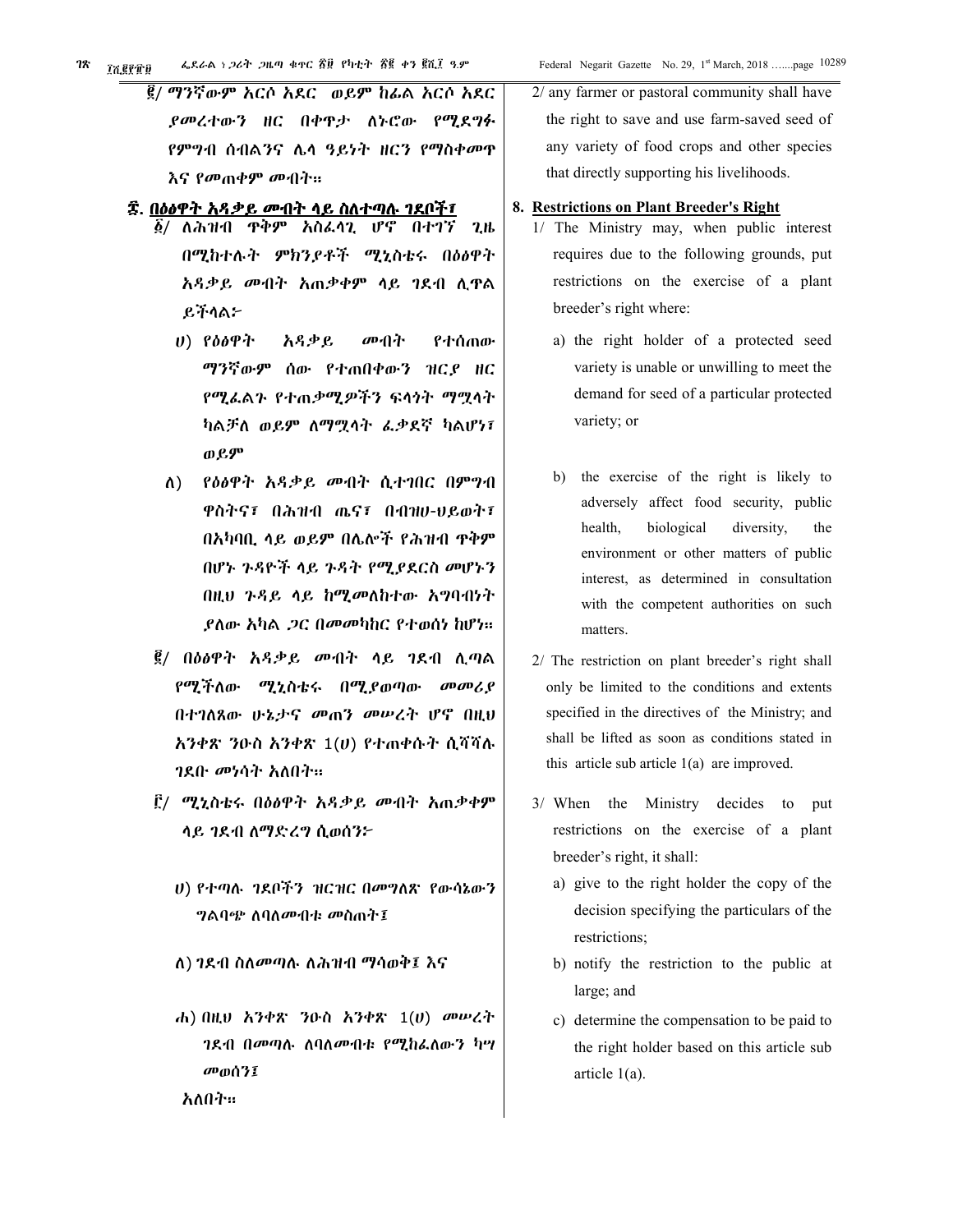፪/ ማንኛውም አርሶ አደር ወይም ከፊል አርሶ አደር ያመረተውን ዘር በቀጥታ ለኑሮው የሚደግፉ የምግብ ሰብልንና ሌላ ዓይነት ዘርን የማስቀመጥ እና የመጠቀም መብት።

## ፰. በዕፅዋት አዳቃይ መብት ላይ ስለተጣሉ ገደቦች፣

፩/ ለሕዝብ ጥቅም አስፈላጊ ሆኖ በተገኘ ጊዜ በሚከተሉት ምክንያቶች ሚኒስቴሩ በዕፅዋት አዳቃይ መብት አጠቃቀም ላይ ገደብ ሊጥል ይችላል፦

ሀ) የዕፅዋት አዳቃይ መብት የተሰጠው ማንኛውም ሰው የተጠበቀውን ዝርያ ዘር የሚፈልጉ የተጠቃሚዎችን ፍላጎት ማሟላት ካልቻለ ወይም ለማሟላት ፈቃደኛ ካልሆነ፣ ወይም

ለ) የዕፅዋት አዳቃይ መብት ሲተገበር በምግብ ዋስትና፣ በሕዝብ ጤና፣ በብዝሀ-ህይወት፣ በአካባቢ ላይ ወይም በሌሎች የሕዝብ ጥቅም በሆኑ ጉዳዮች ላይ ጉዳት የሚያደርስ መሆኑን በዚህ ጉዳይ ላይ ከሚመለከተው አግባብነት ያለው አካል ጋር በመመካከር የተወሰነ ከሆነ።

፪/ በዕፅዋት አዳቃይ መብት ላይ ገደብ ሊጣል የሚችለው ሚኒስቴሩ በሚያወጣው መመሪያ በተገለጸው ሁኔታና መጠን መሠረት ሆኖ በዚህ አንቀጽ ንዑስ አንቀጽ 1(ሀ) የተጠቀሱት ሲሻሻሉ ገደቡ መነሳት አለበት።

፫/ ሚኒስቴሩ በዕፅዋት አዳቃይ መብት አጠቃቀም ላይ ገደብ ለማድረግ ሲወሰን፦

ሀ) የተጣሉ ገደቦችን ዝርዝር በመግለጽ የውሳኔውን ግልባጭ ለባለመብቱ መስጠት፤

ለ) ገደብ ስለመጣሉ ለሕዝብ ማሳወቅ፤ እና

ሐ) በዚህ አንቀጽ ንዑስ አንቀጽ 1(ሀ) መሠረት ገደብ በመጣሉ ለባለመብቱ የሚከፈለውን ካሣ መወሰን፤

አለበት።

2/ any farmer or pastoral community shall have the right to save and use farm-saved seed of any variety of food crops and other species that directly supporting his livelihoods.

## 8. Restrictions on Plant Breeder's Right

1/ The Ministry may, when public interest requires due to the following grounds, put restrictions on the exercise of a plant breeder's right where:

a) the right holder of a protected seed variety is unable or unwilling to meet the demand for seed of a particular protected variety; or

b) the exercise of the right is likely to adversely affect food security, public health, biological diversity, the environment or other matters of public interest, as determined in consultation with the competent authorities on such matters.

2/ The restriction on plant breeder's right shall only be limited to the conditions and extents specified in the directives of the Ministry; and shall be lifted as soon as conditions stated in this article sub article 1(a) are improved.

3/ When the Ministry decides to put restrictions on the exercise of a plant breeder's right, it shall:

a) give to the right holder the copy of the decision specifying the particulars of the restrictions;

b) notify the restriction to the public at large; and

c) determine the compensation to be paid to the right holder based on this article sub article 1(a).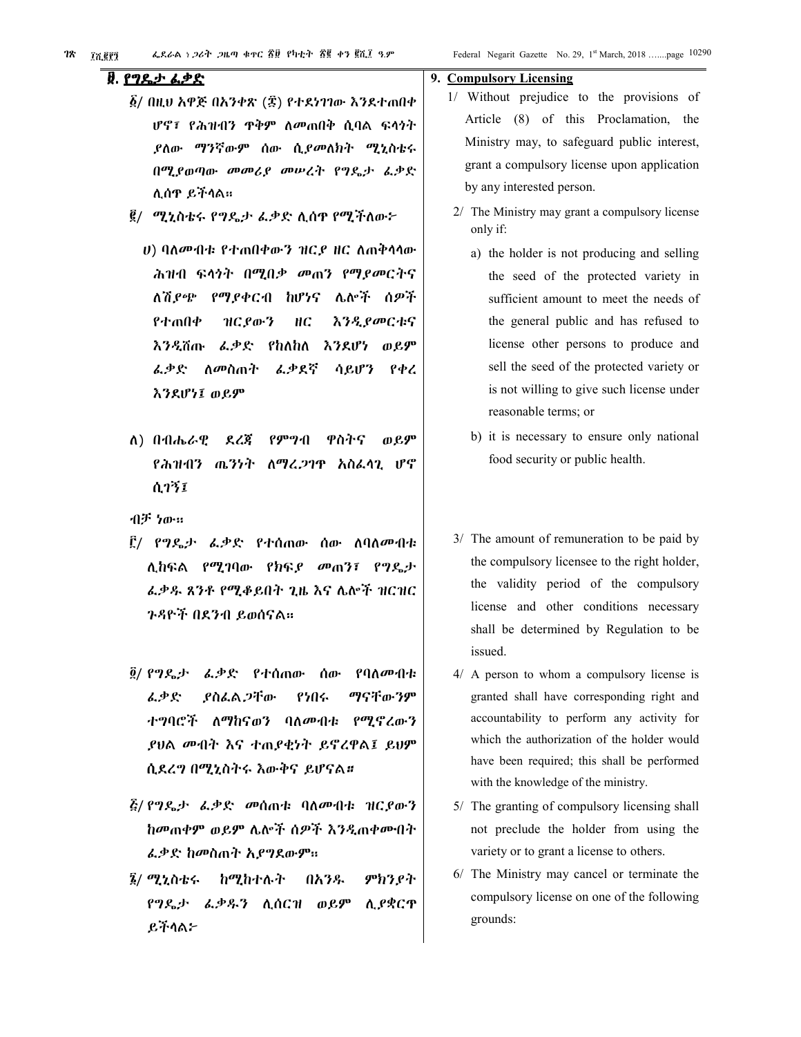## ፱. የግዴታ ፈቃድ

፩/ በዚህ አዋጅ በአንቀጽ (፰) የተደነገገው እንደተጠበቀ ሆኖ፣ የሕዝብን ጥቅም ለመጠበቅ ሲባል ፍላጎት ያለው ማንኛውም ሰው ሲያመለክት ሚኒስቴሩ በሚያወጣው መመሪያ መሠረት የግዴታ ፈቃድ ሊሰጥ ይችላል።

፪/ ሚኒስቴሩ የግዴታ ፈቃድ ሊሰጥ የሚችለው፦

ሀ) ባለመብቱ የተጠበቀውን ዝርያ ዘር ለጠቅላላው ሕዝብ ፍላጎት በሚበቃ መጠን የማያመርትና ለሽያጭ የማያቀርብ ከሆነና ሌሎች ሰዎች የተጠበቀ ዝርያውን ዘር እንዲያመርቱና እንዲሸጡ ፈቃድ የከለከለ እንደሆነ ወይም ፈቃድ ለመስጠት ፈቃደኛ ሳይሆን የቀረ እንደሆነ፤ ወይም

ለ) በብሔራዊ ደረጃ የምግብ ዋስትና ወይም የሕዝብን ጤንነት ለማረጋገጥ አስፈላጊ ሆኖ ሲገኝ፤

ብቻ ነው።

፫/ የግዴታ ፈቃድ የተሰጠው ሰው ለባለመብቱ ሊከፍል የሚገባው የክፍያ መጠን፣ የግዴታ ፈቃዱ ጸንቶ የሚቆይበት ጊዜ እና ሌሎች ዝርዝር ጉዳዮች በደንብ ይወሰናል።

፬/ የግዴታ ፈቃድ የተሰጠው ሰው የባለመብቱ ፈቃድ ያስፈልጋቸው የነበሩ ማናቸውንም ተግባሮች ለማከናወን ባለመብቱ የሚኖረውን ያህል መብት እና ተጠያቂነት ይኖረዋል፤ ይህም ሲደረግ በሚኒስትሩ እውቅና ይሆናል።

፭/ የግዴታ ፈቃድ መሰጠቱ ባለመብቱ ዝርያውን ከመጠቀም ወይም ሌሎች ሰዎች እንዲጠቀሙበት ፈቃድ ከመስጠት አያግደውም።

፮/ ሚኒስቴሩ ከሚከተሉት በአንዱ ምክንያት የግዴታ ፈቃዱን ሊሰርዝ ወይም ሊያቋርጥ ይችላል፦

## 9. Compulsory Licensing

1/ Without prejudice to the provisions of Article (8) of this Proclamation, the Ministry may, to safeguard public interest, grant a compulsory license upon application by any interested person.

2/ The Ministry may grant a compulsory license only if:

a) the holder is not producing and selling the seed of the protected variety in sufficient amount to meet the needs of the general public and has refused to license other persons to produce and sell the seed of the protected variety or is not willing to give such license under reasonable terms; or

b) it is necessary to ensure only national food security or public health.

3/ The amount of remuneration to be paid by the compulsory licensee to the right holder, the validity period of the compulsory license and other conditions necessary shall be determined by Regulation to be issued.

4/ A person to whom a compulsory license is granted shall have corresponding right and accountability to perform any activity for which the authorization of the holder would have been required; this shall be performed with the knowledge of the ministry.

5/ The granting of compulsory licensing shall not preclude the holder from using the variety or to grant a license to others.

6/ The Ministry may cancel or terminate the compulsory license on one of the following grounds: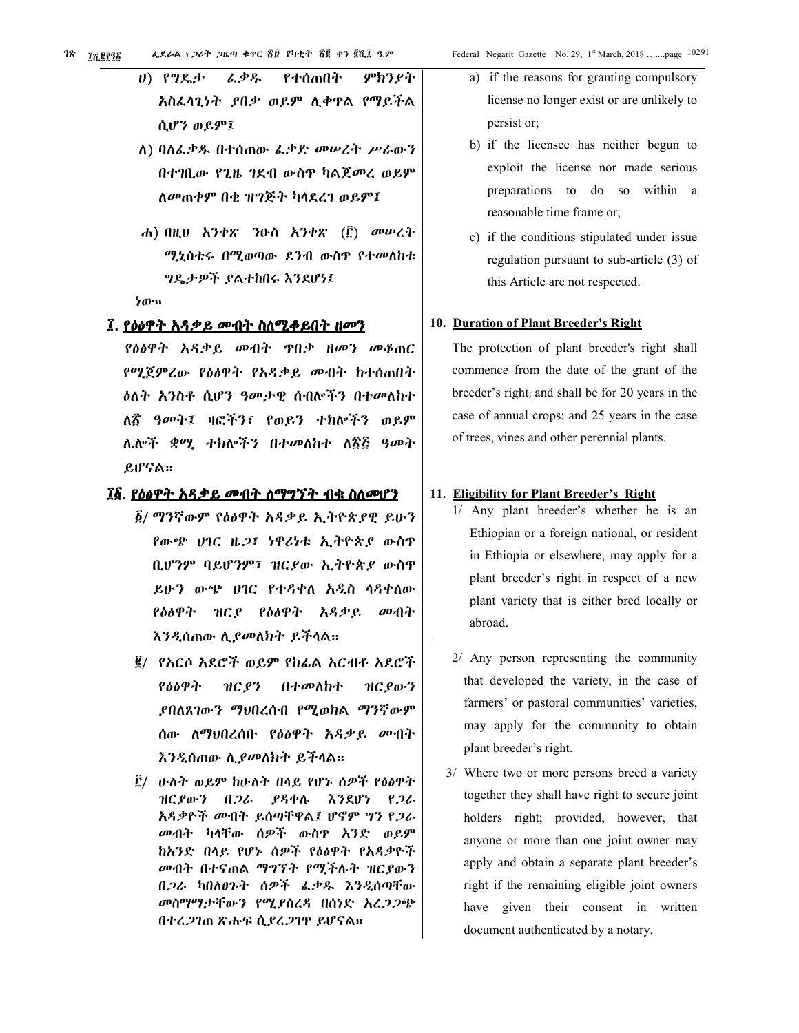ሀ) የግዴታ ፈቃዱ የተሰጠበት ምክንያት አስፈላጊነት ያበቃ ወይም ሊቀጥል የማይችል ሲሆን ወይም፤

ለ) ባለፈቃዱ በተሰጠው ፈቃድ መሠረት ሥራውን በተገቢው የጊዜ ገደብ ውስጥ ካልጀመረ ወይም ለመጠቀም በቂ ዝግጅት ካላደረገ ወይም፤

ሐ) በዚህ አንቀጽ ንዑስ አንቀጽ (፫) መሠረት ሚኒስቴሩ በሚወጣው ደንብ ውስጥ የተመለከቱ ግዴታዎች ያልተከበሩ እንደሆነ፤

ነው፡፡

## ፲. የዕፅዋት አዳቃይ መብት ስለሚቆይበት ዘመን

የዕፅዋት አዳቃይ መብት ጥበቃ ዘመን መቆጠር የሚጀምረው የዕፅዋት የአዳቃይ መብት ከተሰጠበት ዕለት አንስቶ ሲሆን ዓመታዊ ሰብሎችን በተመለከተ ለ፳ ዓመት፤ ዛፎችን፣ የወይን ተክሎችን ወይም ሌሎች ቋሚ ተክሎችን በተመለከተ ለ፳፭ ዓመት ይሆናል፡፡

## ፲፩. የዕፅዋት አዳቃይ መብት ለማግኘት ብቁ ስለመሆን

፩/ ማንኛውም የዕፅዋት አዳቃይ ኢትዮጵያዊ ይሁን የውጭ ሀገር ዜጋ፣ ነዋሪነቱ ኢትዮጵያ ውስጥ ቢሆንም ባይሆንም፣ ዝርያው ኢትዮጵያ ውስጥ ይሁን ውጭ ሀገር የተዳቀለ አዲስ ላዳቀለው የዕፅዋት ዝርያ የዕፅዋት አዳቃይ መብት እንዲሰጠው ሊያመለክት ይችላል፡፡

፪/ የአርሶ አደሮች ወይም የከፊል አርብቶ አደሮች የዕፅዋት ዝርያን በተመለከተ ዝርያውን ያበለጸገውን ማህበረሰብ የሚወክል ማንኛውም ሰው ለማህበረሰቡ የዕፅዋት አዳቃይ መብት እንዲሰጠው ሊያመለክት ይችላል፡፡

፫/ ሁለት ወይም ከሁለት በላይ የሆኑ ሰዎች የዕፅዋት ዝርያውን በጋራ ያዳቀሉ እንደሆነ የጋራ አዳቃዮች መብት ይሰጣቸዋል፤ ሆኖም ግን የጋራ መብት ካላቸው ሰዎች ውስጥ አንድ ወይም ከአንድ በላይ የሆኑ ሰዎች የዕፅዋት የአዳቃዮች መብት በተናጠል ማግኘት የሚችሉት ዝርያውን በጋራ ካበለፀጉት ሰዎች ፈቃዱ እንዲሰጣቸው መስማማታቸውን የሚያስረዳ በሰነድ አረጋጋጭ በተረጋገጠ ጽሑፍ ሲያረጋግጥ ይሆናል፡፡

a) if the reasons for granting compulsory license no longer exist or are unlikely to persist or;

b) if the licensee has neither begun to exploit the license nor made serious preparations to do so within a reasonable time frame or;

c) if the conditions stipulated under issue regulation pursuant to sub-article (3) of this Article are not respected.

## 10. Duration of Plant Breeder's Right

The protection of plant breeder's right shall commence from the date of the grant of the breeder's right; and shall be for 20 years in the case of annual crops; and 25 years in the case of trees, vines and other perennial plants.

## 11. Eligibility for Plant Breeder's Right

1/ Any plant breeder's whether he is an Ethiopian or a foreign national, or resident in Ethiopia or elsewhere, may apply for a plant breeder's right in respect of a new plant variety that is either bred locally or abroad.

2/ Any person representing the community that developed the variety, in the case of farmers' or pastoral communities' varieties, may apply for the community to obtain plant breeder's right.

3/ Where two or more persons breed a variety together they shall have right to secure joint holders right; provided, however, that anyone or more than one joint owner may apply and obtain a separate plant breeder's right if the remaining eligible joint owners have given their consent in written document authenticated by a notary.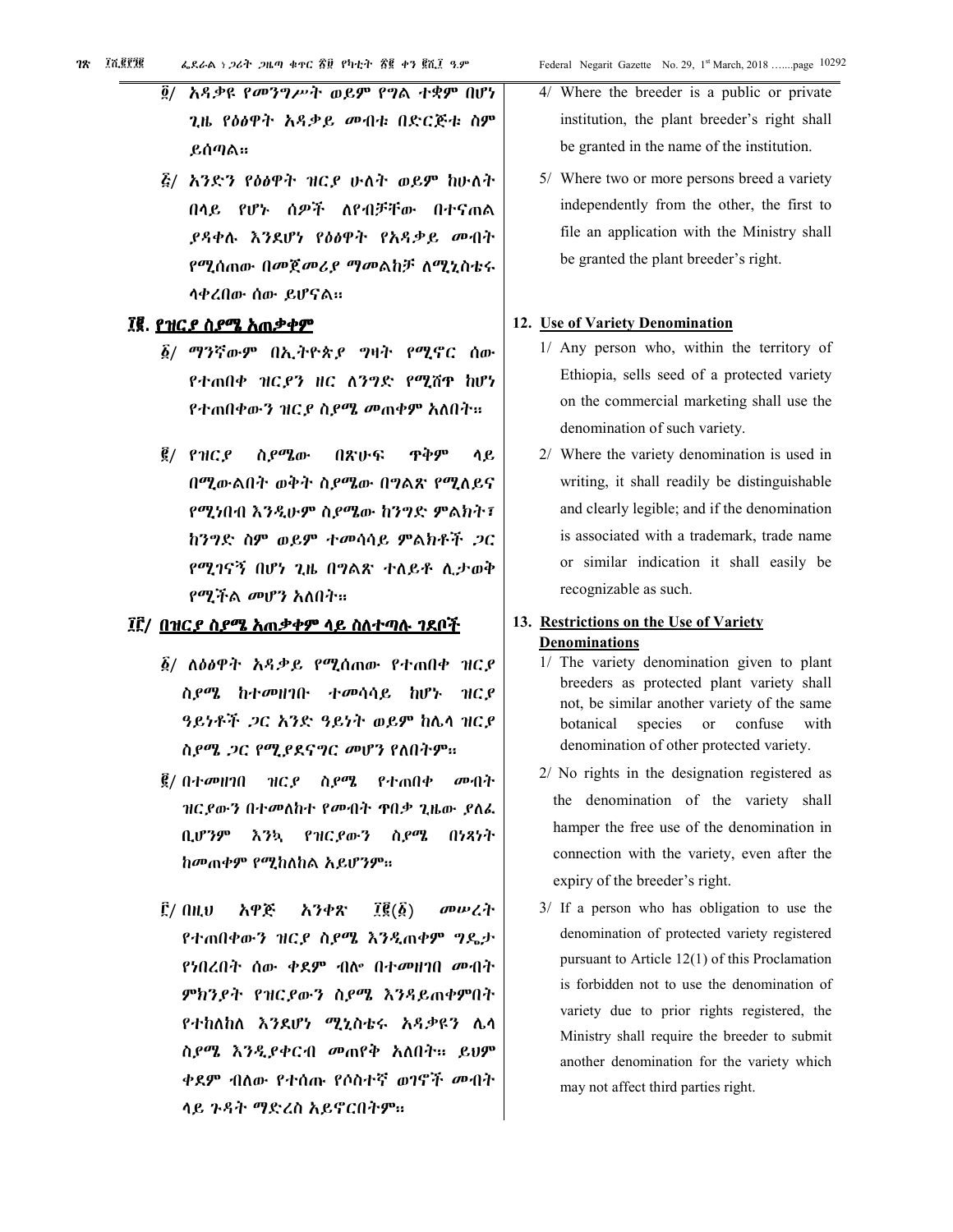፬/ አዳቃዩ የመንግሥት ወይም የግል ተቋም በሆነ ጊዜ የዕፅዋት አዳቃይ መብቱ በድርጅቱ ስም ይሰጣል።

፭/ አንድን የዕፅዋት ዝርያ ሁለት ወይም ከሁለት በላይ የሆኑ ሰዎች ለየብቻቸው በተናጠል ያዳቀሉ እንደሆነ የዕፅዋት የአዳቃይ መብት የሚሰጠው በመጀመሪያ ማመልከቻ ለሚኒስቴሩ ላቀረበው ሰው ይሆናል።

## ፲፪. የዝርያ ስያሜ አጠቃቀም

፩/ ማንኛውም በኢትዮጵያ ግዛት የሚኖር ሰው የተጠበቀ ዝርያን ዘር ለንግድ የሚሸጥ ከሆነ የተጠበቀውን ዝርያ ስያሜ መጠቀም አለበት።

፪/ የዝርያ ስያሜው በጽሁፍ ጥቅም ላይ በሚውልበት ወቅት ስያሜው በግልጽ የሚለይና የሚነበብ እንዲሁም ስያሜው ከንግድ ምልክት፣ ከንግድ ስም ወይም ተመሳሳይ ምልክቶች ጋር የሚገናኝ በሆነ ጊዜ በግልጽ ተለይቶ ሊታወቅ የሚችል መሆን አለበት።

## ፲፫/ በዝርያ ስያሜ አጠቃቀም ላይ ስለተጣሉ ገደቦች

፩/ ለዕፅዋት አዳቃይ የሚሰጠው የተጠበቀ ዝርያ ስያሜ ከተመዘገቡ ተመሳሳይ ከሆኑ ዝርያ ዓይነቶች ጋር አንድ ዓይነት ወይም ከሌላ ዝርያ ስያሜ ጋር የሚያደናግር መሆን የለበትም።

፪/ በተመዘገበ ዝርያ ስያሜ የተጠበቀ መብት ዝርያውን በተመለከተ የመብት ጥበቃ ጊዜው ያለፈ ቢሆንም እንኳ የዝርያውን ስያሜ በነጻነት ከመጠቀም የሚከለከል አይሆንም።

፫/ በዚህ አዋጅ አንቀጽ ፲፪(፩) መሠረት የተጠበቀውን ዝርያ ስያሜ እንዲጠቀም ግዴታ የነበረበት ሰው ቀደም ብሎ በተመዘገበ መብት ምክንያት የዝርያውን ስያሜ እንዳይጠቀምበት የተከለከለ እንደሆነ ሚኒስቴሩ አዳቃዩን ሌላ ስያሜ እንዲያቀርብ መጠየቅ አለበት። ይህም ቀደም ብለው የተሰጡ የሶስተኛ ወገኖች መብት ላይ ጉዳት ማድረስ አይኖርበትም።

4/ Where the breeder is a public or private institution, the plant breeder's right shall be granted in the name of the institution.

5/ Where two or more persons breed a variety independently from the other, the first to file an application with the Ministry shall be granted the plant breeder's right.

## 12. Use of Variety Denomination

1/ Any person who, within the territory of Ethiopia, sells seed of a protected variety on the commercial marketing shall use the denomination of such variety.

2/ Where the variety denomination is used in writing, it shall readily be distinguishable and clearly legible; and if the denomination is associated with a trademark, trade name or similar indication it shall easily be recognizable as such.

## 13. Restrictions on the Use of Variety Denominations

1/ The variety denomination given to plant breeders as protected plant variety shall not, be similar another variety of the same botanical species or confuse with denomination of other protected variety.

2/ No rights in the designation registered as the denomination of the variety shall hamper the free use of the denomination in connection with the variety, even after the expiry of the breeder's right.

3/ If a person who has obligation to use the denomination of protected variety registered pursuant to Article 12(1) of this Proclamation is forbidden not to use the denomination of variety due to prior rights registered, the Ministry shall require the breeder to submit another denomination for the variety which may not affect third parties right.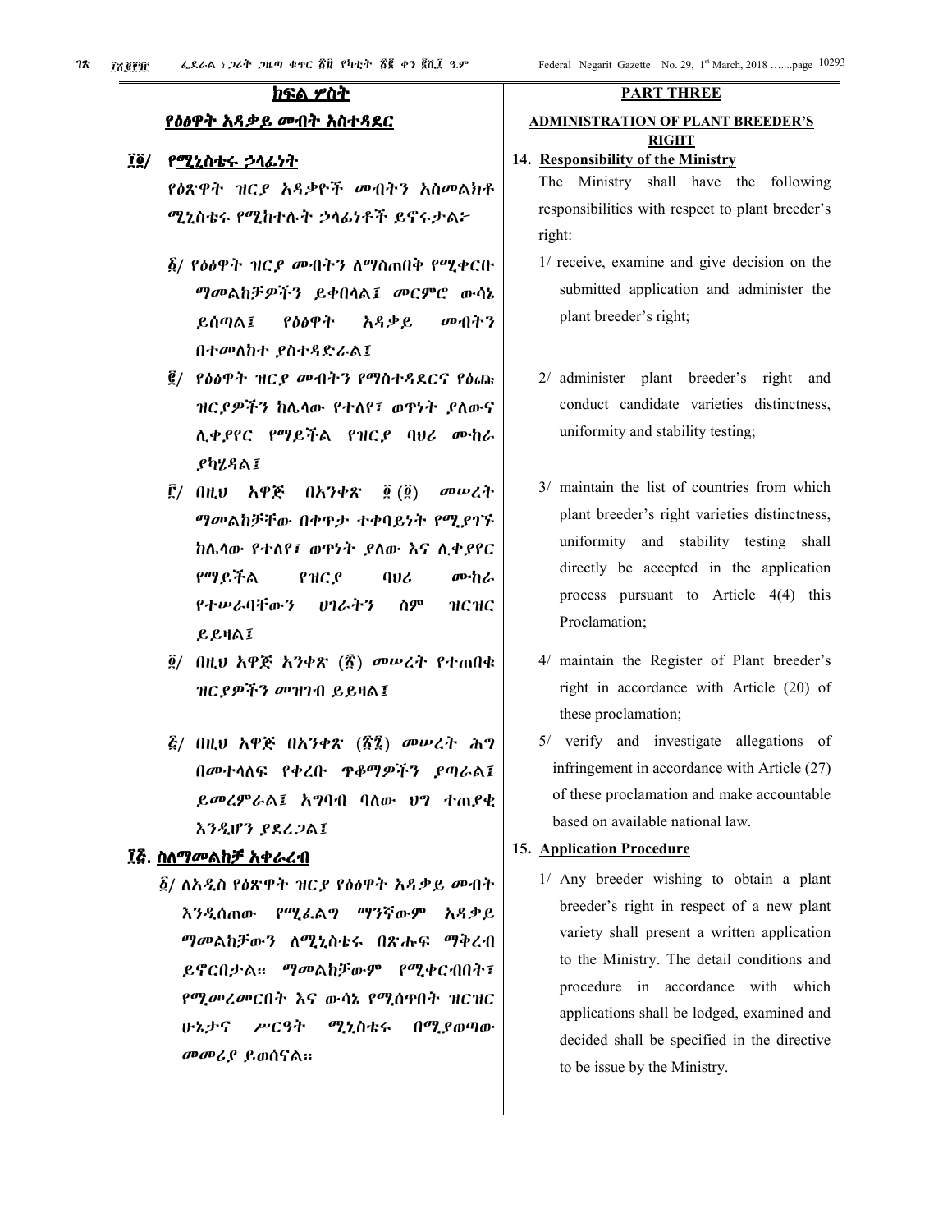## ክፍል ሦስት

## የዕፀዋት አዳቃይ መብት አስተዳደር

**፲፬/ የሚኒስቴሩ ኃላፊነት**

የዕጽዋት ዝርያ አዳቃዮች መብትን አስመልክቶ ሚኒስቴሩ የሚከተሉት ኃላፊነቶች ይኖሩታል፦

፩/ የዕፅዋት ዝርያ መብትን ለማስጠበቅ የሚቀርቡ ማመልከቻዎችን ይቀበላል፤ መርምሮ ውሳኔ ይሰጣል፤ የዕፅዋት አዳቃይ መብትን በተመለከተ ያስተዳድራል፤

፪/ የዕፅዋት ዝርያ መብትን የማስተዳደርና የዕጩ ዝርያዎችን ከሌላው የተለየ፣ ወጥነት ያለውና ሊቀያየር የማይችል የዝርያ ባህሪ ሙከራ ያካሂዳል፤

፫/ በዚህ አዋጅ በአንቀጽ ፬(፬) መሠረት ማመልከቻቸው በቀጥታ ተቀባይነት የሚያገኙ ከሌላው የተለየ፣ ወጥነት ያለው እና ሊቀያየር የማይችል የዝርያ ባህሪ ሙከራ የተሠራባቸውን ሀገራትን ስም ዝርዝር ይይዛል፤

፬/ በዚህ አዋጅ አንቀጽ (፳) መሠረት የተጠበቁ ዝርያዎችን መዝገብ ይይዛል፤

፭/ በዚህ አዋጅ በአንቀጽ (፳፯) መሠረት ሕግ በመተላለፍ የቀረቡ ጥቆማዎችን ያጣራል፤ ይመረምራል፤ አግባብ ባለው ህግ ተጠያቂ እንዲሆን ያደረጋል፤

**፲፭. ስለማመልከቻ አቀራረብ**

፩/ ለአዲስ የዕጽዋት ዝርያ የዕፅዋት አዳቃይ መብት እንዲሰጠው የሚፈልግ ማንኛውም አዳቃይ ማመልከቻውን ለሚኒስቴሩ በጽሑፍ ማቅረብ ይኖርበታል። ማመልከቻውም የሚቀርብበት፣ የሚመረመርበት እና ውሳኔ የሚሰጥበት ዝርዝር ሁኔታና ሥርዓት ሚኒስቴሩ በሚያወጣው መመሪያ ይወሰናል።

## PART THREE

## ADMINISTRATION OF PLANT BREEDER'S RIGHT

**14. Responsibility of the Ministry**

The Ministry shall have the following responsibilities with respect to plant breeder's right:

1/ receive, examine and give decision on the submitted application and administer the plant breeder's right;

2/ administer plant breeder's right and conduct candidate varieties distinctness, uniformity and stability testing;

3/ maintain the list of countries from which plant breeder's right varieties distinctness, uniformity and stability testing shall directly be accepted in the application process pursuant to Article 4(4) this Proclamation;

4/ maintain the Register of Plant breeder's right in accordance with Article (20) of these proclamation;

5/ verify and investigate allegations of infringement in accordance with Article (27) of these proclamation and make accountable based on available national law.

**15. Application Procedure**

1/ Any breeder wishing to obtain a plant breeder's right in respect of a new plant variety shall present a written application to the Ministry. The detail conditions and procedure in accordance with which applications shall be lodged, examined and decided shall be specified in the directive to be issue by the Ministry.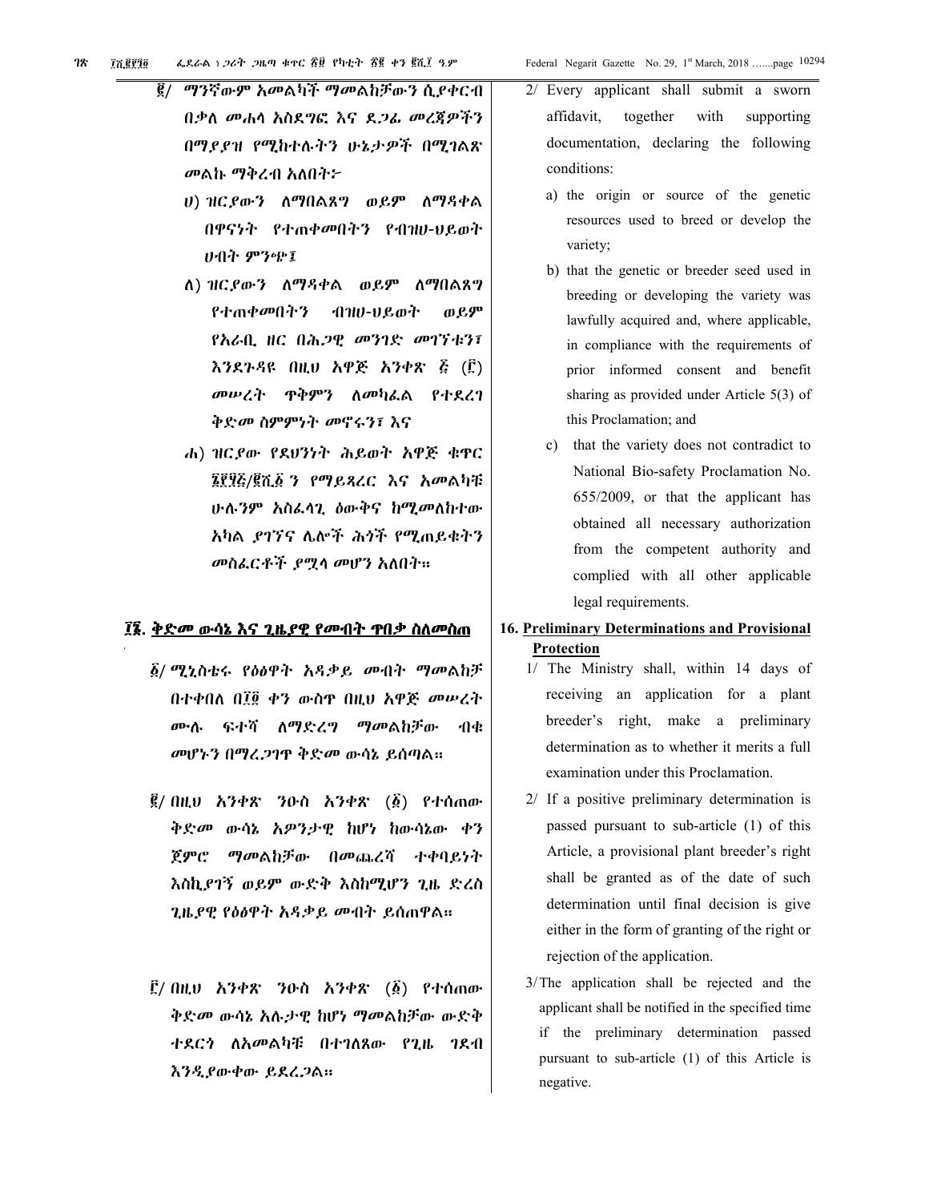፪/ ማንኛውም አመልካች ማመልከቻውን ሲያቀርብ በቃለ መሐላ አስደግፎ እና ደጋፊ መረጃዎችን በማያያዝ የሚከተሉትን ሁኔታዎች በሚገልጽ መልኩ ማቅረብ አለበት፦

ሀ) ዝርያውን ለማበልጸግ ወይም ለማዳቀል በዋናነት የተጠቀመበትን የብዝሀ-ህይወት ሀብት ምንጭ፤

ለ) ዝርያውን ለማዳቀል ወይም ለማበልጸግ የተጠቀመበትን ብዝሀ-ህይወት ወይም የአራቢ ዘር በሕጋዊ መንገድ መገኘቱን፣ እንደጉዳዩ በዚህ አዋጅ አንቀጽ ፭ (፫) መሠረት ጥቅምን ለመካፈል የተደረገ ቅድመ ስምምነት መኖሩን፣ እና

ሐ) ዝርያው የደህንነት ሕይወት አዋጅ ቁጥር ፮፻፶፭/፪ሺ፩ ን የማይጻረር እና አመልካቹ ሁሉንም አስፈላጊ ዕውቅና ከሚመለከተው አካል ያገኘና ሌሎች ሕጎች የሚጠይቁትን መስፈርቶች ያሟላ መሆን አለበት።

## ፲፮. ቅድመ ውሳኔ እና ጊዜያዊ የመብት ጥበቃ ስለመስጠ

፩/ ሚኒስቴሩ የዕፅዋት አዳቃይ መብት ማመልከቻ በተቀበለ በ፲፬ ቀን ውስጥ በዚህ አዋጅ መሠረት ሙሉ ፍተሻ ለማድረግ ማመልከቻው ብቁ መሆኑን በማረጋገጥ ቅድመ ውሳኔ ይሰጣል።

፪/ በዚህ አንቀጽ ንዑስ አንቀጽ (፩) የተሰጠው ቅድመ ውሳኔ አዎንታዊ ከሆነ ከውሳኔው ቀን ጀምሮ ማመልከቻው በመጨረሻ ተቀባይነት እስኪያገኝ ወይም ውድቅ እስከሚሆን ጊዜ ድረስ ጊዜያዊ የዕፅዋት አዳቃይ መብት ይሰጠዋል።

፫/ በዚህ አንቀጽ ንዑስ አንቀጽ (፩) የተሰጠው ቅድመ ውሳኔ አሉታዊ ከሆነ ማመልከቻው ውድቅ ተደርጎ ለአመልካቹ በተገለጸው የጊዜ ገደብ እንዲያውቀው ይደረጋል።

2/ Every applicant shall submit a sworn affidavit, together with supporting documentation, declaring the following conditions:

a) the origin or source of the genetic resources used to breed or develop the variety;

b) that the genetic or breeder seed used in breeding or developing the variety was lawfully acquired and, where applicable, in compliance with the requirements of prior informed consent and benefit sharing as provided under Article 5(3) of this Proclamation; and

c) that the variety does not contradict to National Bio-safety Proclamation No. 655/2009, or that the applicant has obtained all necessary authorization from the competent authority and complied with all other applicable legal requirements.

## 16. Preliminary Determinations and Provisional Protection

1/ The Ministry shall, within 14 days of receiving an application for a plant breeder's right, make a preliminary determination as to whether it merits a full examination under this Proclamation.

2/ If a positive preliminary determination is passed pursuant to sub-article (1) of this Article, a provisional plant breeder's right shall be granted as of the date of such determination until final decision is give either in the form of granting of the right or rejection of the application.

3/ The application shall be rejected and the applicant shall be notified in the specified time if the preliminary determination passed pursuant to sub-article (1) of this Article is negative.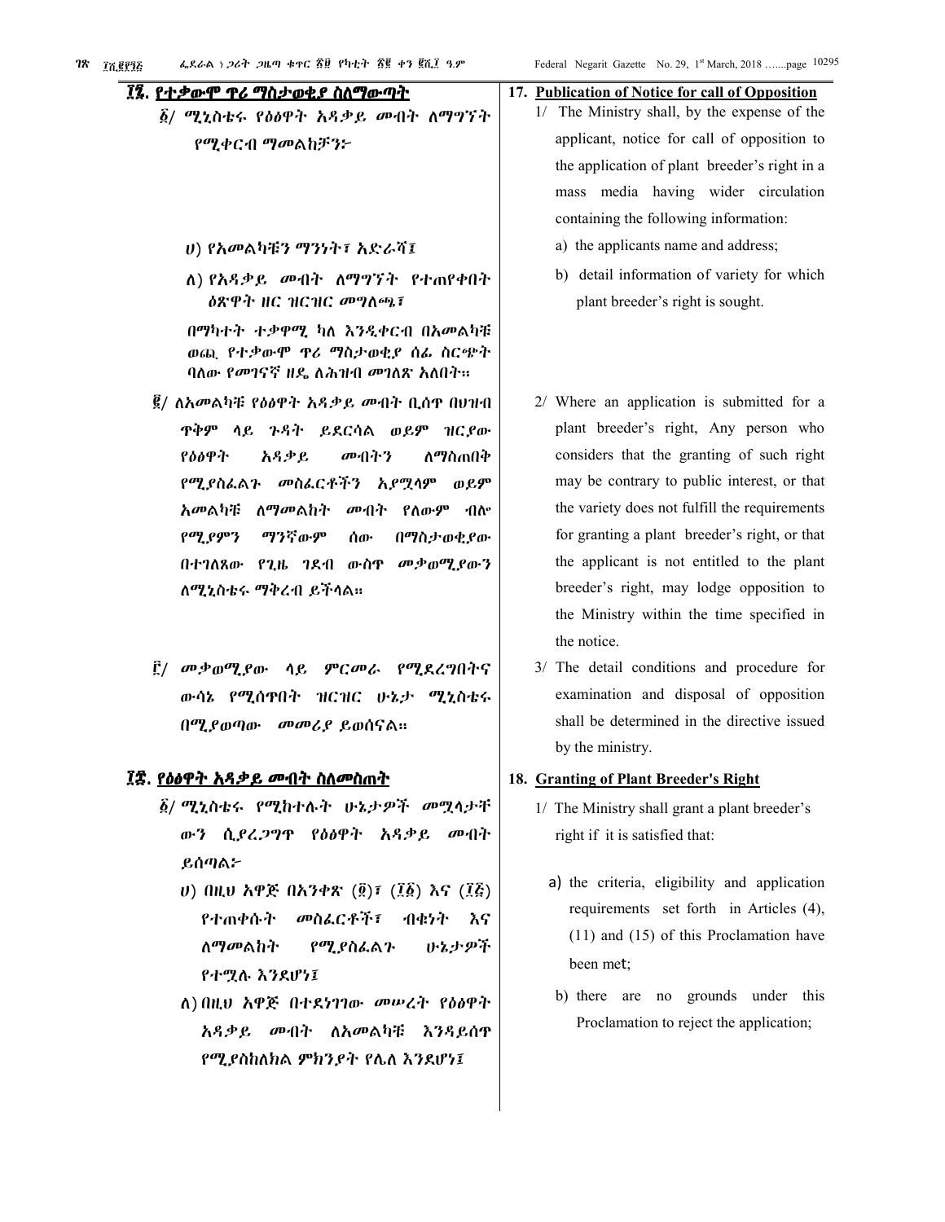## ፲፯. የተቃውሞ ጥሪ ማስታወቂያ ስለማውጣት

፩/ ሚኒስቴሩ የዕፅዋት አዳቃይ መብት ለማግኘት የሚቀርብ ማመልከቻን፦

ሀ) የአመልካቹን ማንነት፣ አድራሻ፤

ለ) የአዳቃይ መብት ለማግኘት የተጠየቀበት ዕጽዋት ዘር ዝርዝር መግለጫ፣

በማካተት ተቃዋሚ ካለ እንዲቀርብ በአመልካቹ ወጪ የተቃውሞ ጥሪ ማስታወቂያ ሰፊ ስርጭት ባለው የመገናኛ ዘዴ ለሕዝብ መገለጽ አለበት።

፪/ ለአመልካቹ የዕፅዋት አዳቃይ መብት ቢሰጥ በህዝብ ጥቅም ላይ ጉዳት ይደርሳል ወይም ዝርያው የዕፅዋት አዳቃይ መብትን ለማስጠበቅ የሚያስፈልጉ መስፈርቶችን አያሟላም ወይም አመልካቹ ለማመልከት መብት የለውም ብሎ የሚያምን ማንኛውም ሰው በማስታወቂያው በተገለጸው የጊዜ ገደብ ውስጥ መቃወሚያውን ለሚኒስቴሩ ማቅረብ ይችላል።

፫/ መቃወሚያው ላይ ምርመራ የሚደረግበትና ውሳኔ የሚሰጥበት ዝርዝር ሁኔታ ሚኒስቴሩ በሚያወጣው መመሪያ ይወሰናል።

## ፲፰. የዕፅዋት አዳቃይ መብት ስለመስጠት

፩/ ሚኒስቴሩ የሚከተሉት ሁኔታዎች መሟላታቸውን ሲያረጋግጥ የዕፅዋት አዳቃይ መብት ይሰጣል፦

ሀ) በዚህ አዋጅ በአንቀጽ (፬)፣ (፲፩) እና (፲፭) የተጠቀሱት መስፈርቶች፣ ብቁነት እና ለማመልከት የሚያስፈልጉ ሁኔታዎች የተሟሉ እንደሆነ፤

ለ) በዚህ አዋጅ በተደነገገው መሠረት የዕፅዋት አዳቃይ መብት ለአመልካቹ እንዳይሰጥ የሚያስከለክል ምክንያት የሌለ እንደሆነ፤

## 17. Publication of Notice for call of Opposition

1/ The Ministry shall, by the expense of the applicant, notice for call of opposition to the application of plant breeder's right in a mass media having wider circulation containing the following information:

a) the applicants name and address;

b) detail information of variety for which plant breeder's right is sought.

2/ Where an application is submitted for a plant breeder's right, Any person who considers that the granting of such right may be contrary to public interest, or that the variety does not fulfill the requirements for granting a plant breeder's right, or that the applicant is not entitled to the plant breeder's right, may lodge opposition to the Ministry within the time specified in the notice.

3/ The detail conditions and procedure for examination and disposal of opposition shall be determined in the directive issued by the ministry.

## 18. Granting of Plant Breeder's Right

1/ The Ministry shall grant a plant breeder's right if it is satisfied that:

a) the criteria, eligibility and application requirements set forth in Articles (4), (11) and (15) of this Proclamation have been met;

b) there are no grounds under this Proclamation to reject the application;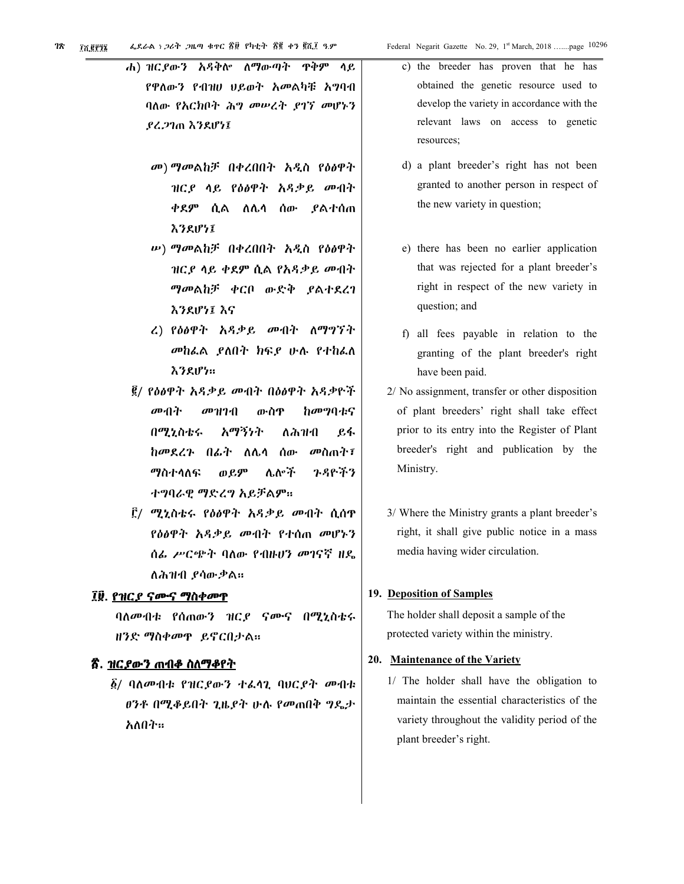ሐ) ዝርያውን አዳቅሎ ለማውጣት ጥቅም ላይ የዋለውን የብዝሀ ህይወት አመልካቹ አግባብ ባለው የአርክቦት ሕግ መሠረት ያገኘ መሆኑን ያረጋገጠ እንደሆነ፤

መ) ማመልከቻ በቀረበበት አዲስ የዕፅዋት ዝርያ ላይ የዕፅዋት አዳቃይ መብት ቀደም ሲል ለሌላ ሰው ያልተሰጠ እንደሆነ፤

ሠ) ማመልከቻ በቀረበበት አዲስ የዕፅዋት ዝርያ ላይ ቀደም ሲል የአዳቃይ መብት ማመልከቻ ቀርቦ ውድቅ ያልተደረገ እንደሆነ፤ እና

ረ) የዕፅዋት አዳቃይ መብት ለማግኘት መከፈል ያለበት ክፍያ ሁሉ የተከፈለ እንደሆነ።

፪/ የዕፅዋት አዳቃይ መብት በዕፅዋት አዳቃዮች መብት መዝገብ ውስጥ ከመግባቱና በሚኒስቴሩ አማኝነት ለሕዝብ ይፋ ከመደረጉ በፊት ለሌላ ሰው መስጠት፣ ማስተላለፍ ወይም ሌሎች ጉዳዮችን ተግባራዊ ማድረግ አይቻልም።

፫/ ሚኒስቴሩ የዕፅዋት አዳቃይ መብት ሲሰጥ የዕፅዋት አዳቃይ መብት የተሰጠ መሆኑን ሰፊ ሥርጭት ባለው የብዙሀን መገናኛ ዘዴ ለሕዝብ ያሳውቃል።

## ፲፱. የዝርያ ናሙና ማስቀመጥ

ባለመብቱ የሰጠውን ዝርያ ናሙና በሚኒስቴሩ ዘንድ ማስቀመጥ ይኖርበታል።

## ፳. ዝርያውን ጠብቆ ስለማቆየት

፩/ ባለመብቱ የዝርያውን ተፈላጊ ባህርያት መብቱ ፀንቶ በሚቆይበት ጊዜያት ሁሉ የመጠበቅ ግዴታ አለበት።

c) the breeder has proven that he has obtained the genetic resource used to develop the variety in accordance with the relevant laws on access to genetic resources;

d) a plant breeder's right has not been granted to another person in respect of the new variety in question;

e) there has been no earlier application that was rejected for a plant breeder's right in respect of the new variety in question; and

f) all fees payable in relation to the granting of the plant breeder's right have been paid.

2/ No assignment, transfer or other disposition of plant breeders' right shall take effect prior to its entry into the Register of Plant breeder's right and publication by the Ministry.

3/ Where the Ministry grants a plant breeder's right, it shall give public notice in a mass media having wider circulation.

## 19. Deposition of Samples

The holder shall deposit a sample of the protected variety within the ministry.

## 20. Maintenance of the Variety

1/ The holder shall have the obligation to maintain the essential characteristics of the variety throughout the validity period of the plant breeder's right.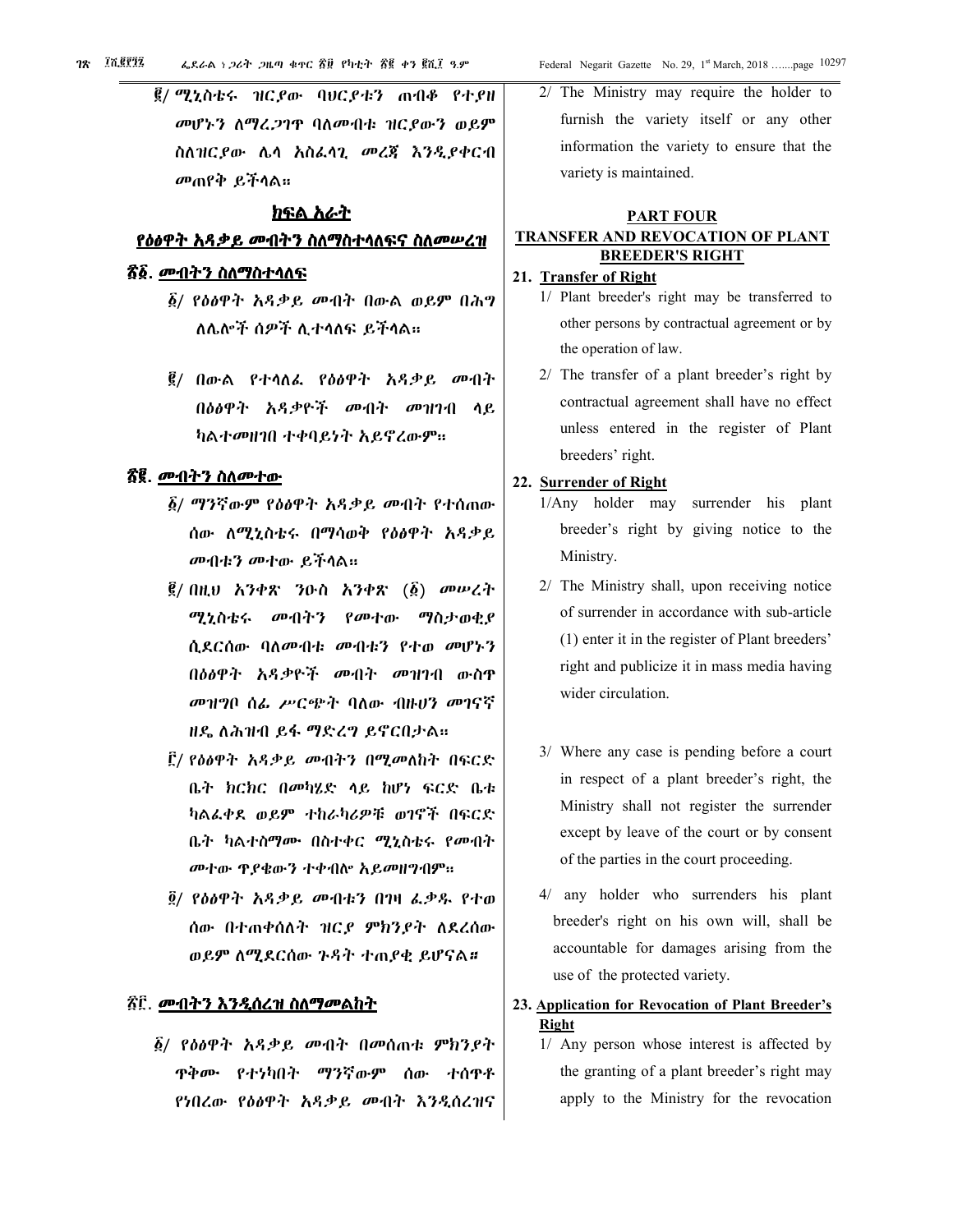፪/ ሚኒስቴሩ ዝርያው ባህርያቱን ጠብቆ የተያዘ መሆኑን ለማረጋገጥ ባለመብቱ ዝርያውን ወይም ስለዝርያው ሌላ አስፈላጊ መረጃ እንዲያቀርብ መጠየቅ ይችላል።

## ክፍል አራት

## የዕፅዋት አዳቃይ መብትን ስለማስተላለፍና ስለመሠረዝ

### ፳፩. መብትን ስለማስተላለፍ

፩/ የዕፅዋት አዳቃይ መብት በውል ወይም በሕግ ለሌሎች ሰዎች ሊተላለፍ ይችላል።

፪/ በውል የተላለፈ የዕፅዋት አዳቃይ መብት በዕፅዋት አዳቃዮች መብት መዝገብ ላይ ካልተመዘገበ ተቀባይነት አይኖረውም።

### ፳፪. መብትን ስለመተው

፩/ ማንኛውም የዕፅዋት አዳቃይ መብት የተሰጠው ሰው ለሚኒስቴሩ በማሳወቅ የዕፅዋት አዳቃይ መብቱን መተው ይችላል።

፪/ በዚህ አንቀጽ ንዑስ አንቀጽ (፩) መሠረት ሚኒስቴሩ መብትን የመተው ማስታወቂያ ሲደርሰው ባለመብቱ መብቱን የተወ መሆኑን በዕፅዋት አዳቃዮች መብት መዝገብ ውስጥ መዝግቦ ሰፊ ሥርጭት ባለው ብዙሀን መገናኛ ዘዴ ለሕዝብ ይፋ ማድረግ ይኖርበታል።

፫/ የዕፅዋት አዳቃይ መብትን በሚመለከት በፍርድ ቤት ክርክር በመካሄድ ላይ ከሆነ ፍርድ ቤቱ ካልፈቀደ ወይም ተከራካሪዎቹ ወገኖች በፍርድ ቤት ካልተስማሙ በስተቀር ሚኒስቴሩ የመብት መተው ጥያቄውን ተቀብሎ አይመዘግብም።

፬/ የዕፅዋት አዳቃይ መብቱን በገዛ ፈቃዱ የተወ ሰው በተጠቀሰለት ዝርያ ምክንያት ለደረሰው ወይም ለሚደርሰው ጉዳት ተጠያቂ ይሆናል።

### ፳፫. መብትን እንዲሰረዝ ስለማመልከት

፩/ የዕፅዋት አዳቃይ መብት በመሰጠቱ ምክንያት ጥቅሙ የተነካበት ማንኛውም ሰው ተሰጥቶ የነበረው የዕፅዋት አዳቃይ መብት እንዲሰረዝና

2/ The Ministry may require the holder to furnish the variety itself or any other information the variety to ensure that the variety is maintained.

## PART FOUR

## TRANSFER AND REVOCATION OF PLANT BREEDER'S RIGHT

### 21. Transfer of Right

1/ Plant breeder's right may be transferred to other persons by contractual agreement or by the operation of law.

2/ The transfer of a plant breeder's right by contractual agreement shall have no effect unless entered in the register of Plant breeders' right.

### 22. Surrender of Right

1/Any holder may surrender his plant breeder's right by giving notice to the Ministry.

2/ The Ministry shall, upon receiving notice of surrender in accordance with sub-article (1) enter it in the register of Plant breeders' right and publicize it in mass media having wider circulation.

3/ Where any case is pending before a court in respect of a plant breeder's right, the Ministry shall not register the surrender except by leave of the court or by consent of the parties in the court proceeding.

4/ any holder who surrenders his plant breeder's right on his own will, shall be accountable for damages arising from the use of the protected variety.

### 23. Application for Revocation of Plant Breeder's Right

1/ Any person whose interest is affected by the granting of a plant breeder's right may apply to the Ministry for the revocation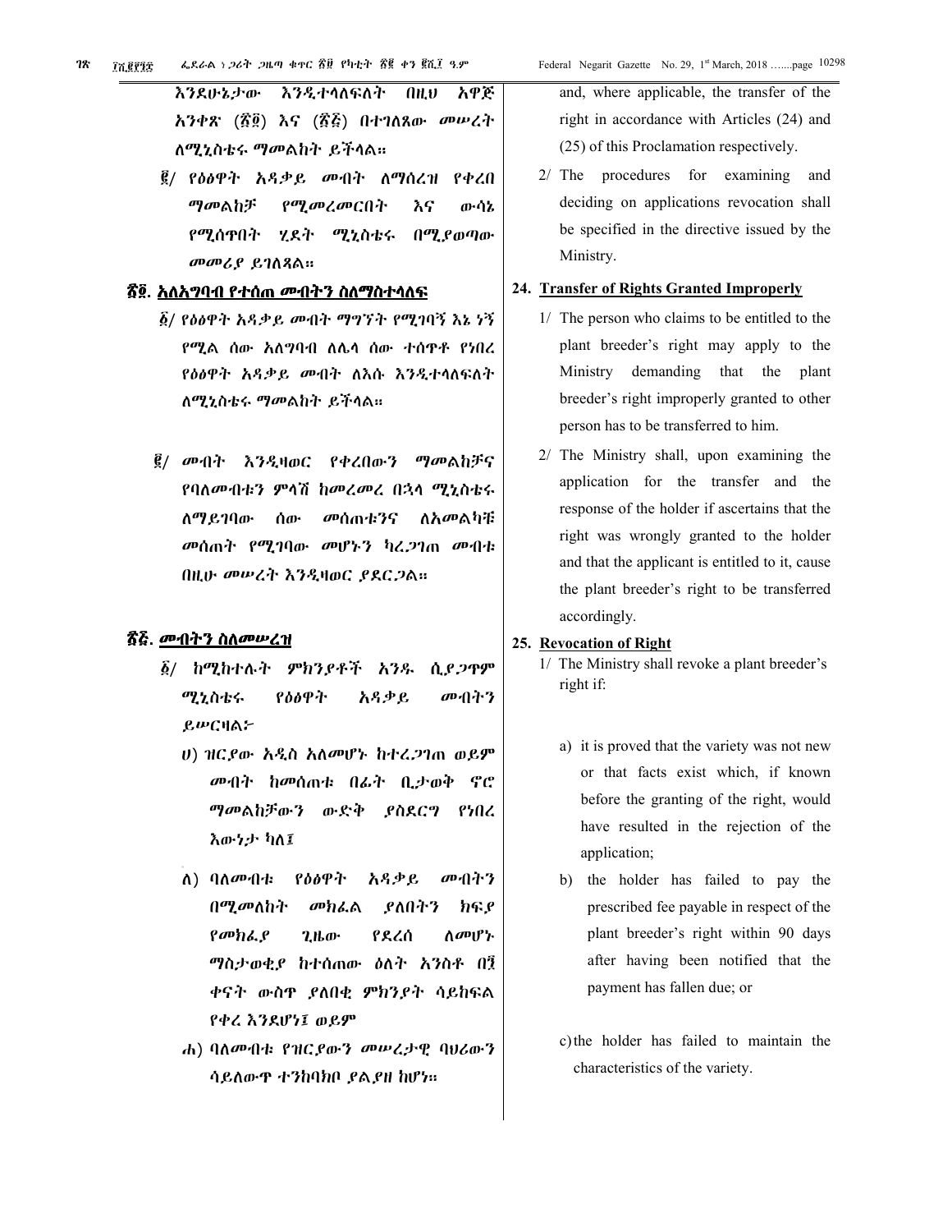እንደሁኔታው እንዲተላለፍለት በዚህ አዋጅ አንቀጽ (፳፬) እና (፳፭) በተገለጸው መሠረት ለሚኒስቴሩ ማመልከት ይችላል።

፪/ የዕፅዋት አዳቃይ መብት ለማሰረዝ የቀረበ ማመልከቻ የሚመረመርበት እና ውሳኔ የሚሰጥበት ሂደት ሚኒስቴሩ በሚያወጣው መመሪያ ይገለጻል።

## ፳፬. አለአግባብ የተሰጠ መብትን ስለማስተላለፍ

፩/ የዕፅዋት አዳቃይ መብት ማግኘት የሚገባኝ እኔ ነኝ የሚል ሰው አለአግባብ ለሌላ ሰው ተሰጥቶ የነበረ የዕፅዋት አዳቃይ መብት ለእሱ እንዲተላለፍለት ለሚኒስቴሩ ማመልከት ይችላል።

፪/ መብት እንዲዛወር የቀረበውን ማመልከቻና የባለመብቱን ምላሽ ከመረመረ በኋላ ሚኒስቴሩ ለማይገባው ሰው መሰጠቱንና ለአመልካቹ መሰጠት የሚገባው መሆኑን ካረጋገጠ መብቱ በዚሁ መሠረት እንዲዛወር ያደርጋል።

## ፳፭. መብትን ስለመሠረዝ

፩/ ከሚከተሉት ምክንያቶች አንዱ ሲያጋጥም ሚኒስቴሩ የዕፅዋት አዳቃይ መብትን ይሠርዛል፦

ሀ) ዝርያው አዲስ አለመሆኑ ከተረጋገጠ ወይም መብት ከመሰጠቱ በፊት ቢታወቅ ኖሮ ማመልከቻውን ውድቅ ያስደርግ የነበረ እውነታ ካለ፤

ለ) ባለመብቱ የዕፅዋት አዳቃይ መብትን በሚመለከት መክፈል ያለበትን ክፍያ የመክፈያ ጊዜው የደረሰ ለመሆኑ ማስታወቂያ ከተሰጠው ዕለት አንስቶ በ፺ ቀናት ውስጥ ያለበቂ ምክንያት ሳይከፍል የቀረ እንደሆነ፤ ወይም

ሐ) ባለመብቱ የዝርያውን መሠረታዊ ባህሪውን ሳይለውጥ ተንከባክቦ ያልያዘ ከሆነ።

and, where applicable, the transfer of the right in accordance with Articles (24) and (25) of this Proclamation respectively.

2/ The procedures for examining and deciding on applications revocation shall be specified in the directive issued by the Ministry.

## 24. Transfer of Rights Granted Improperly

1/ The person who claims to be entitled to the plant breeder's right may apply to the Ministry demanding that the plant breeder's right improperly granted to other person has to be transferred to him.

2/ The Ministry shall, upon examining the application for the transfer and the response of the holder if ascertains that the right was wrongly granted to the holder and that the applicant is entitled to it, cause the plant breeder's right to be transferred accordingly.

## 25. Revocation of Right

1/ The Ministry shall revoke a plant breeder's right if:

a) it is proved that the variety was not new or that facts exist which, if known before the granting of the right, would have resulted in the rejection of the application;

b) the holder has failed to pay the prescribed fee payable in respect of the plant breeder's right within 90 days after having been notified that the payment has fallen due; or

c) the holder has failed to maintain the characteristics of the variety.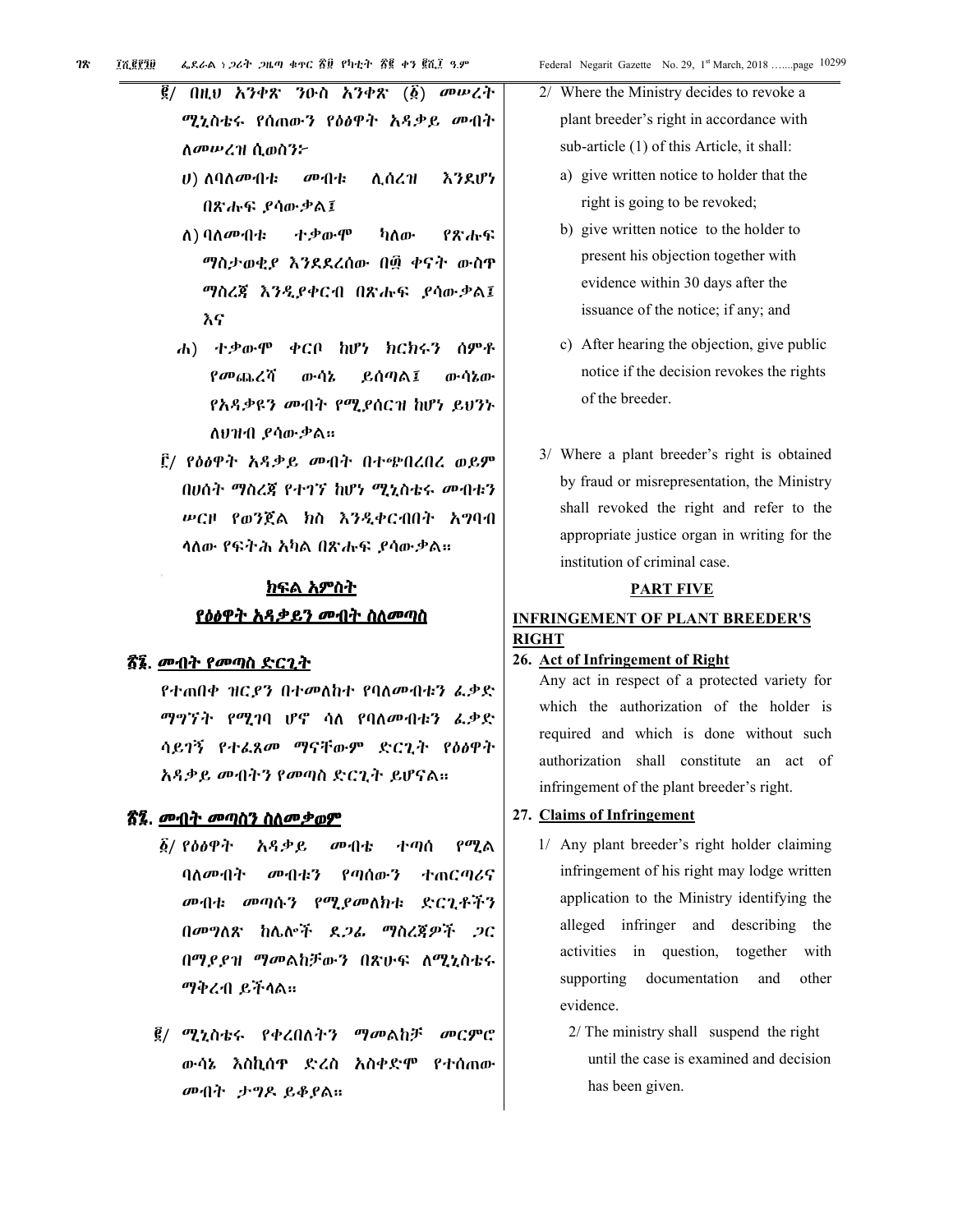፪/ በዚህ አንቀጽ ንዑስ አንቀጽ (፩) መሠረት ሚኒስቴሩ የሰጠውን የዕፅዋት አዳቃይ መብት ለመሠረዝ ሲወስን፦

ሀ) ለባለመብቱ መብቱ ሊሰረዝ እንደሆነ በጽሑፍ ያሳውቃል፤

ለ) ባለመብቱ ተቃውሞ ካለው የጽሑፍ ማስታወቂያ እንደደረሰው በ፴ ቀናት ውስጥ ማስረጃ እንዲያቀርብ በጽሑፍ ያሳውቃል፤ እና

ሐ) ተቃውሞ ቀርቦ ከሆነ ክርክሩን ሰምቶ የመጨረሻ ውሳኔ ይሰጣል፤ ውሳኔው የአዳቃዩን መብት የሚያሰርዝ ከሆነ ይህንኑ ለህዝብ ያሳውቃል።

፫/ የዕፅዋት አዳቃይ መብት በተጭበረበረ ወይም በሀሰት ማስረጃ የተገኘ ከሆነ ሚኒስቴሩ መብቱን ሠርዞ የወንጀል ክስ እንዲቀርብበት አግባብ ላለው የፍትሕ አካል በጽሑፍ ያሳውቃል።

## ክፍል አምስት
## የዕፅዋት አዳቃይን መብት ስለመጣስ

### ፳፮. መብት የመጣስ ድርጊት

የተጠበቀ ዝርያን በተመለከተ የባለመብቱን ፈቃድ ማግኘት የሚገባ ሆኖ ሳለ የባለመብቱን ፈቃድ ሳይገኝ የተፈጸመ ማናቸውም ድርጊት የዕፅዋት አዳቃይ መብትን የመጣስ ድርጊት ይሆናል።

### ፳፯. መብት መጣስን ስለመቃወም

፩/ የዕፅዋት አዳቃይ መብቴ ተጣሰ የሚል ባለመብት መብቱን የጣሰውን ተጠርጣሪና መብቱ መጣሱን የሚያመለክቱ ድርጊቶችን በመግለጽ ከሌሎች ደጋፊ ማስረጃዎች ጋር በማያያዝ ማመልከቻውን በጽሁፍ ለሚኒስቴሩ ማቅረብ ይችላል።

፪/ ሚኒስቴሩ የቀረበለትን ማመልከቻ መርምሮ ውሳኔ እስኪሰጥ ድረስ አስቀድሞ የተሰጠው መብት ታግዶ ይቆያል።

2/ Where the Ministry decides to revoke a plant breeder's right in accordance with sub-article (1) of this Article, it shall:

a) give written notice to holder that the right is going to be revoked;

b) give written notice to the holder to present his objection together with evidence within 30 days after the issuance of the notice; if any; and

c) After hearing the objection, give public notice if the decision revokes the rights of the breeder.

3/ Where a plant breeder's right is obtained by fraud or misrepresentation, the Ministry shall revoked the right and refer to the appropriate justice organ in writing for the institution of criminal case.

## PART FIVE
## INFRINGEMENT OF PLANT BREEDER'S RIGHT

### 26. Act of Infringement of Right

Any act in respect of a protected variety for which the authorization of the holder is required and which is done without such authorization shall constitute an act of infringement of the plant breeder's right.

### 27. Claims of Infringement

1/ Any plant breeder's right holder claiming infringement of his right may lodge written application to the Ministry identifying the alleged infringer and describing the activities in question, together with supporting documentation and other evidence.

2/ The ministry shall suspend the right until the case is examined and decision has been given.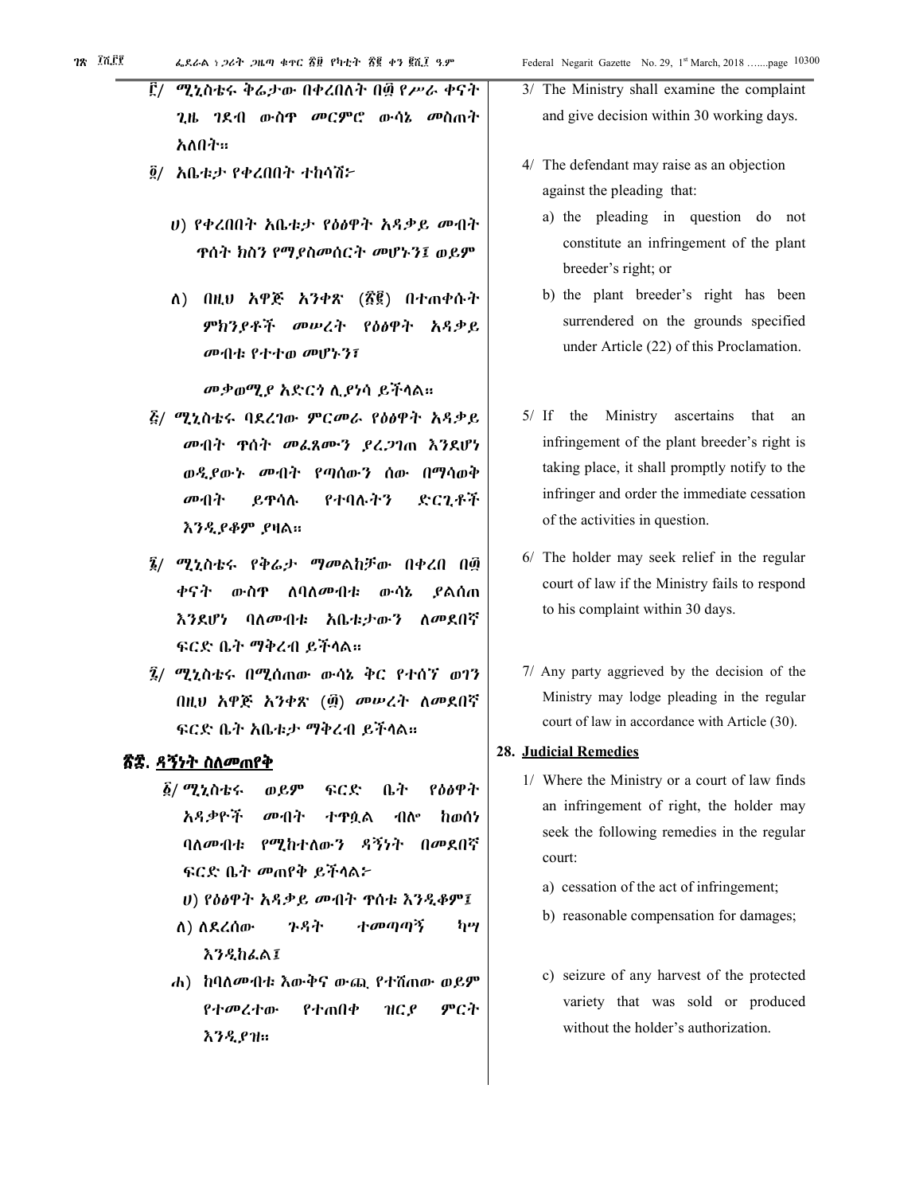፫/ ሚኒስቴሩ ቅሬታው በቀረበለት በ፴ የሥራ ቀናት ጊዜ ገደብ ውስጥ መርምሮ ውሳኔ መስጠት አለበት።

፬/ አቤቱታ የቀረበበት ተከሳሽ፦

ሀ) የቀረበበት አቤቱታ የዕፅዋት አዳቃይ መብት ጥሰት ክስን የማያስመሰርት መሆኑን፤ ወይም

ለ) በዚህ አዋጅ አንቀጽ (፳፪) በተጠቀሱት ምክንያቶች መሠረት የዕፅዋት አዳቃይ መብቱ የተተወ መሆኑን፣

መቃወሚያ አድርጎ ሊያነሳ ይችላል።

፭/ ሚኒስቴሩ ባደረገው ምርመራ የዕፅዋት አዳቃይ መብት ጥሰት መፈጸሙን ያረጋገጠ እንደሆነ ወዲያውኑ መብት የጣሰውን ሰው በማሳወቅ መብት ይጥሳሉ የተባሉትን ድርጊቶች እንዲያቆም ያዛል።

፮/ ሚኒስቴሩ የቅሬታ ማመልከቻው በቀረበ በ፴ ቀናት ውስጥ ለባለመብቱ ውሳኔ ያልሰጠ እንደሆነ ባለመብቱ አቤቱታውን ለመደበኛ ፍርድ ቤት ማቅረብ ይችላል።

፯/ ሚኒስቴሩ በሚሰጠው ውሳኔ ቅር የተሰኘ ወገን በዚህ አዋጅ አንቀጽ (፴) መሠረት ለመደበኛ ፍርድ ቤት አቤቱታ ማቅረብ ይችላል።

## ፳፰. ዳኝነት ስለመጠየቅ

፩/ ሚኒስቴሩ ወይም ፍርድ ቤት የዕፅዋት አዳቃዮች መብት ተጥሷል ብሎ ከወሰነ ባለመብቱ የሚከተለውን ዳኝነት በመደበኛ ፍርድ ቤት መጠየቅ ይችላል፦

ሀ) የዕፅዋት አዳቃይ መብት ጥሰቱ እንዲቆም፤

ለ) ለደረሰው ጉዳት ተመጣጣኝ ካሣ እንዲከፈል፤

ሐ) ከባለመብቱ እውቅና ውጪ የተሸጠው ወይም የተመረተው የተጠበቀ ዝርያ ምርት እንዲያዝ።

3/ The Ministry shall examine the complaint and give decision within 30 working days.

4/ The defendant may raise as an objection against the pleading that:

a) the pleading in question do not constitute an infringement of the plant breeder's right; or

b) the plant breeder's right has been surrendered on the grounds specified under Article (22) of this Proclamation.

5/ If the Ministry ascertains that an infringement of the plant breeder's right is taking place, it shall promptly notify to the infringer and order the immediate cessation of the activities in question.

6/ The holder may seek relief in the regular court of law if the Ministry fails to respond to his complaint within 30 days.

7/ Any party aggrieved by the decision of the Ministry may lodge pleading in the regular court of law in accordance with Article (30).

## 28. Judicial Remedies

1/ Where the Ministry or a court of law finds an infringement of right, the holder may seek the following remedies in the regular court:

a) cessation of the act of infringement;

b) reasonable compensation for damages;

c) seizure of any harvest of the protected variety that was sold or produced without the holder's authorization.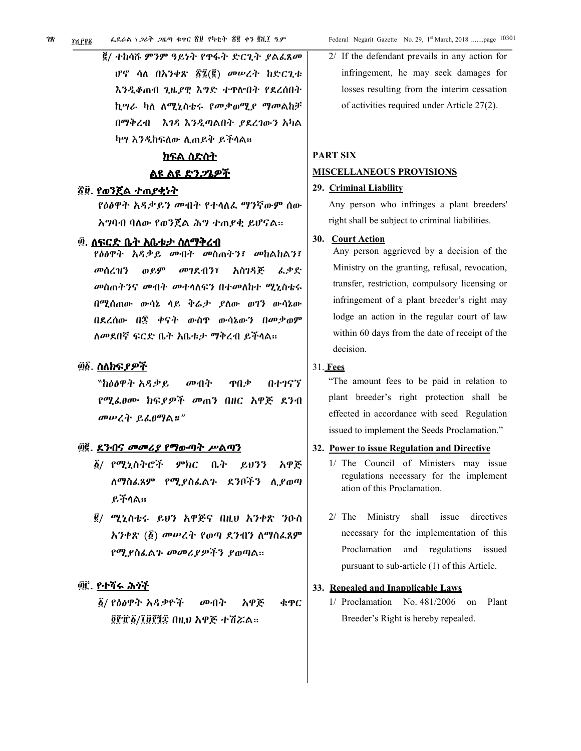፪/ ተከሳሹ ምንም ዓይነት የጥፋት ድርጊት ያልፈጸመ ሆኖ ሳለ በአንቀጽ ፳፯(፪) መሠረት ከድርጊቱ እንዲቆጠብ ጊዜያዊ እግድ ተጥሎበት የደረሰበት ኪሣራ ካለ ለሚኒስቴሩ የመቃወሚያ ማመልከቻ በማቅረብ እገዳ እንዲጣልበት ያደረገውን አካል ካሣ እንዲከፍለው ሊጠይቅ ይችላል።

## ክፍል ስድስት

## ልዩ ልዩ ድንጋጌዎች

### ፳፱. የወንጀል ተጠያቂነት

የዕፅዋት አዳቃይን መብት የተላለፈ ማንኛውም ሰው አግባብ ባለው የወንጀል ሕግ ተጠያቂ ይሆናል።

### ፴. ለፍርድ ቤት አቤቱታ ስለማቅረብ

የዕፅዋት አዳቃይ መብት መስጠትን፣ መከልከልን፣ መሰረዝን ወይም መገደብን፣ አስገዳጅ ፈቃድ መስጠትንና መብት መተላለፍን በተመለከተ ሚኒስቴሩ በሚሰጠው ውሳኔ ላይ ቅሬታ ያለው ወገን ውሳኔው በደረሰው በ፷ ቀናት ውስጥ ውሳኔውን በመቃወም ለመደበኛ ፍርድ ቤት አቤቱታ ማቅረብ ይችላል።

### ፴፩. ስለክፍያዎች

"ከዕፅዋት አዳቃይ መብት ጥበቃ በተገናኘ የሚፈፀሙ ክፍያዎች መጠን በዘር አዋጅ ደንብ መሠረት ይፈፀማል።"

### ፴፪. ደንብና መመሪያ የማውጣት ሥልጣን

፩/ የሚኒስትሮች ምክር ቤት ይህንን አዋጅ ለማስፈጸም የሚያስፈልጉ ደንቦችን ሊያወጣ ይችላል።

፪/ ሚኒስቴሩ ይህን አዋጅና በዚህ አንቀጽ ንዑስ አንቀጽ (፩) መሠረት የወጣ ደንብን ለማስፈጸም የሚያስፈልጉ መመሪያዎችን ያወጣል።

### ፴፫. የተሻሩ ሕጎች

፩/ የዕፅዋት አዳቃዮች መብት አዋጅ ቁጥር ፬፻፹፩/፲፱፻፺፰ በዚህ አዋጅ ተሽሯል።

2/ If the defendant prevails in any action for infringement, he may seek damages for losses resulting from the interim cessation of activities required under Article 27(2).

## PART SIX

## MISCELLANEOUS PROVISIONS

### 29. Criminal Liability

Any person who infringes a plant breeders' right shall be subject to criminal liabilities.

### 30. Court Action

Any person aggrieved by a decision of the Ministry on the granting, refusal, revocation, transfer, restriction, compulsory licensing or infringement of a plant breeder's right may lodge an action in the regular court of law within 60 days from the date of receipt of the decision.

### 31. Fees

"The amount fees to be paid in relation to plant breeder's right protection shall be effected in accordance with seed Regulation issued to implement the Seeds Proclamation."

### 32. Power to issue Regulation and Directive

1/ The Council of Ministers may issue regulations necessary for the implement ation of this Proclamation.

2/ The Ministry shall issue directives necessary for the implementation of this Proclamation and regulations issued pursuant to sub-article (1) of this Article.

### 33. Repealed and Inapplicable Laws

1/ Proclamation No. 481/2006 on Plant Breeder's Right is hereby repealed.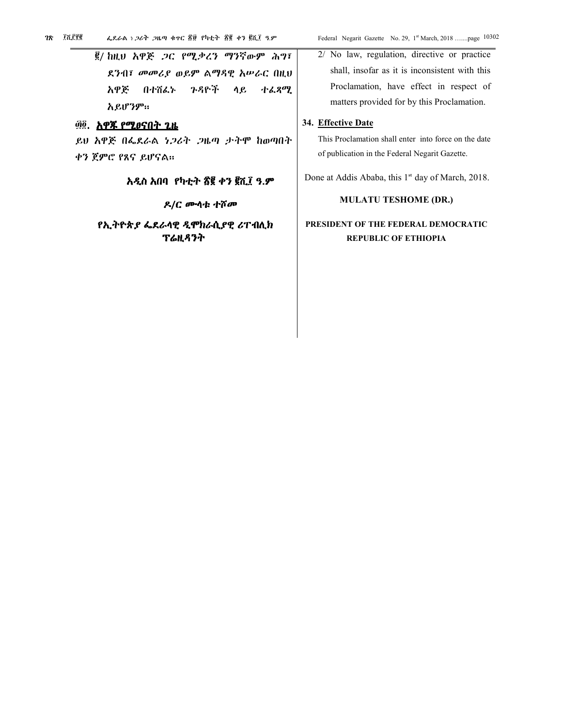፪/ ከዚህ አዋጅ ጋር የሚቃረን ማንኛውም ሕግ፣ ደንብ፣ መመሪያ ወይም ልማዳዊ አሠራር በዚህ አዋጅ በተሸፈኑ ጉዳዮች ላይ ተፈጻሚ አይሆንም።

**፴፬. አዋጁ የሚፀናበት ጊዜ**

ይህ አዋጅ በፌደራል ነጋሪት ጋዜጣ ታትሞ ከወጣበት ቀን ጀምሮ የጸና ይሆናል።

**አዲስ አበባ የካቲት ፳፪ ቀን ፪ሺ፲ ዓ.ም**

**ዶ/ር ሙላቱ ተሾመ**

**የኢትዮጵያ ፌደራላዊ ዲሞክራሲያዊ ሪፐብሊክ ፕሬዚዳንት**

2/ No law, regulation, directive or practice shall, insofar as it is inconsistent with this Proclamation, have effect in respect of matters provided for by this Proclamation.

**34. Effective Date**

This Proclamation shall enter into force on the date of publication in the Federal Negarit Gazette.

Done at Addis Ababa, this 1st day of March, 2018.

**MULATU TESHOME (DR.)**

**PRESIDENT OF THE FEDERAL DEMOCRATIC REPUBLIC OF ETHIOPIA**